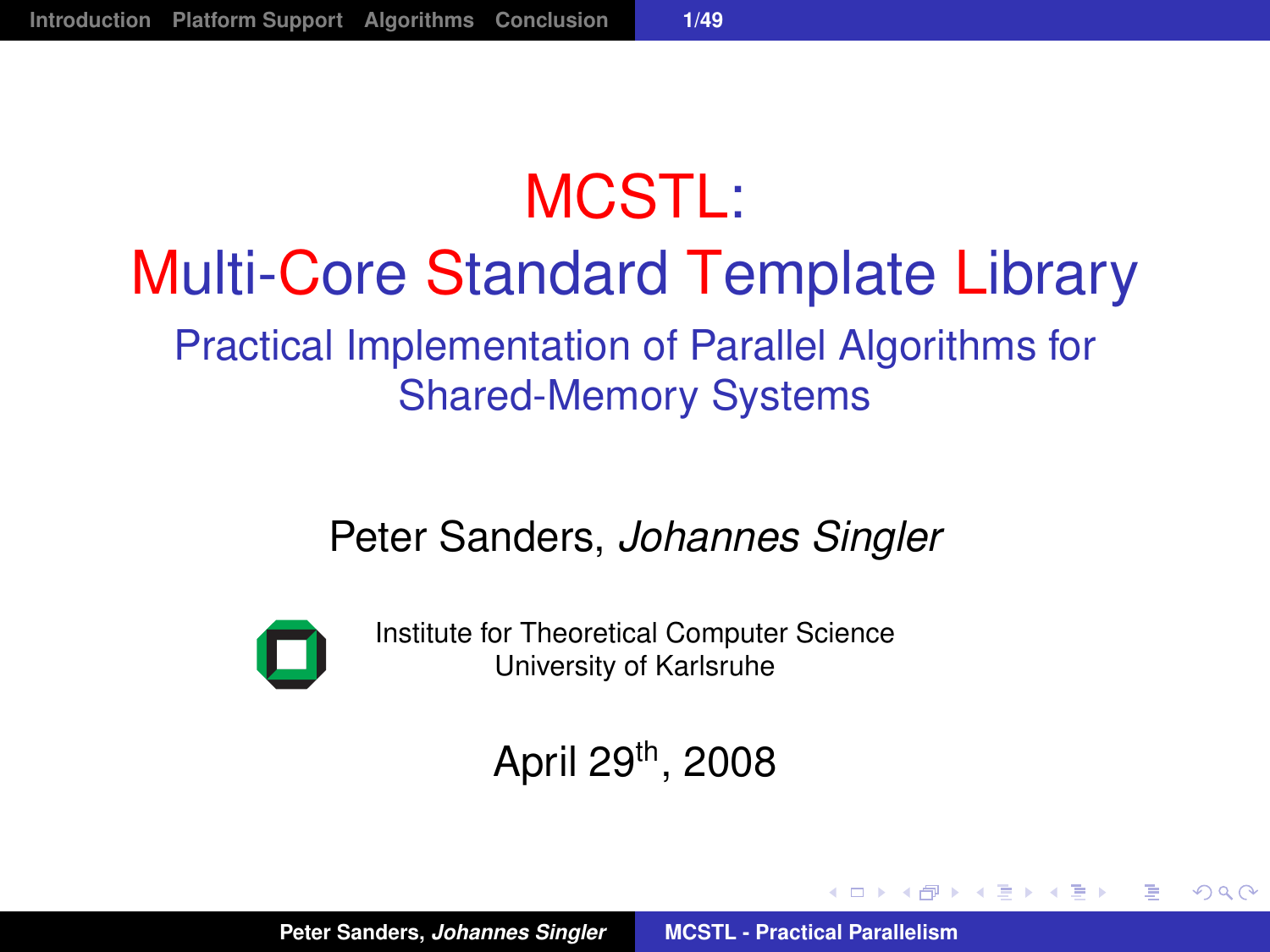# MCSTL: Multi-Core Standard Template Library

## Practical Implementation of Parallel Algorithms for Shared-Memory Systems

Peter Sanders, *Johannes Singler*

Institute for Theoretical Computer Science
University of Karlsruhe

April 29$^{th}$, 2008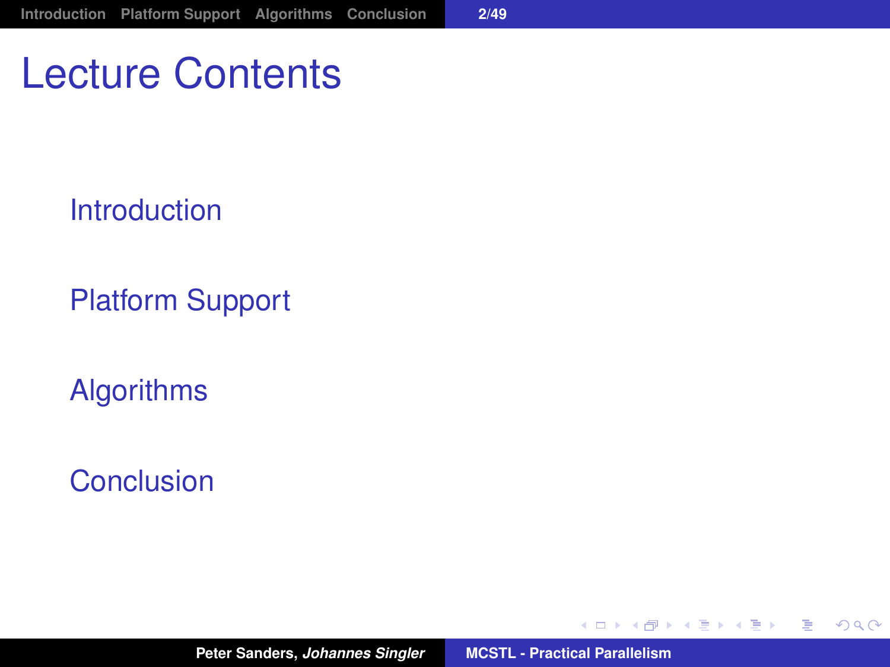# Lecture Contents

- Introduction
- Platform Support
- Algorithms
- Conclusion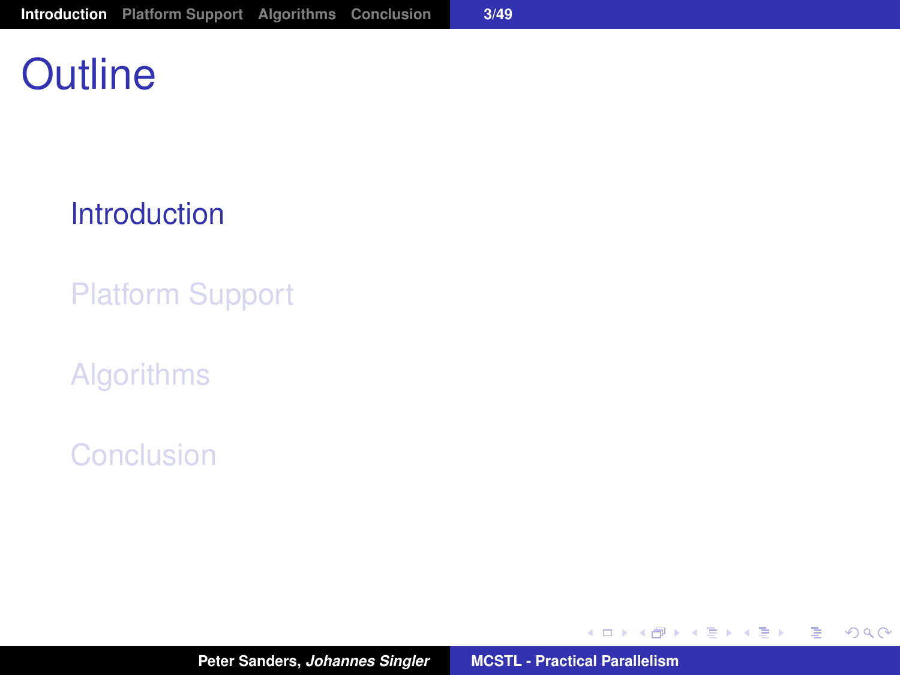# Outline

- Introduction
- Platform Support
- Algorithms
- Conclusion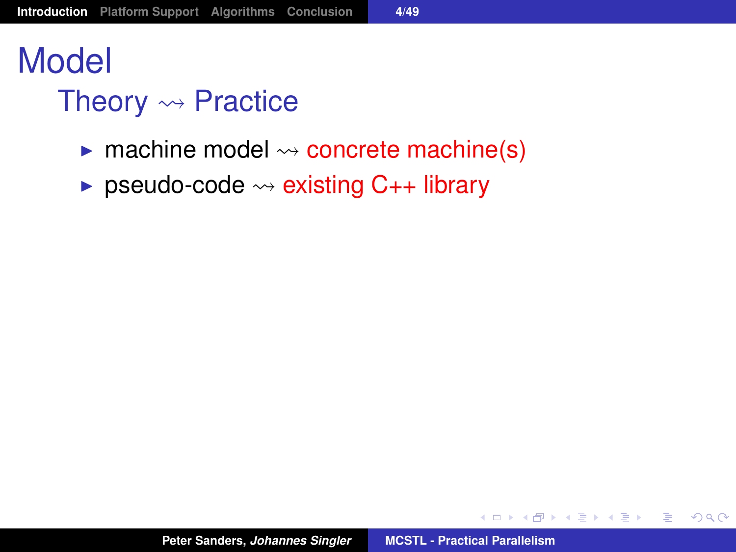# Model

## Theory $\rightsquigarrow$ Practice

- machine model $\rightsquigarrow$ concrete machine(s)
- pseudo-code $\rightsquigarrow$ existing C++ library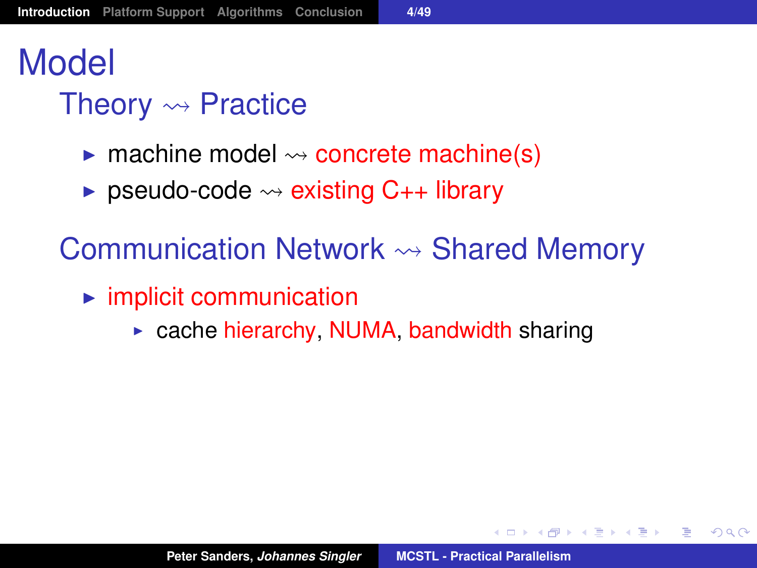# Model

## Theory $\rightsquigarrow$ Practice

- machine model $\rightsquigarrow$ concrete machine(s)
- pseudo-code $\rightsquigarrow$ existing C++ library

## Communication Network $\rightsquigarrow$ Shared Memory

- implicit communication
  - cache hierarchy, NUMA, bandwidth sharing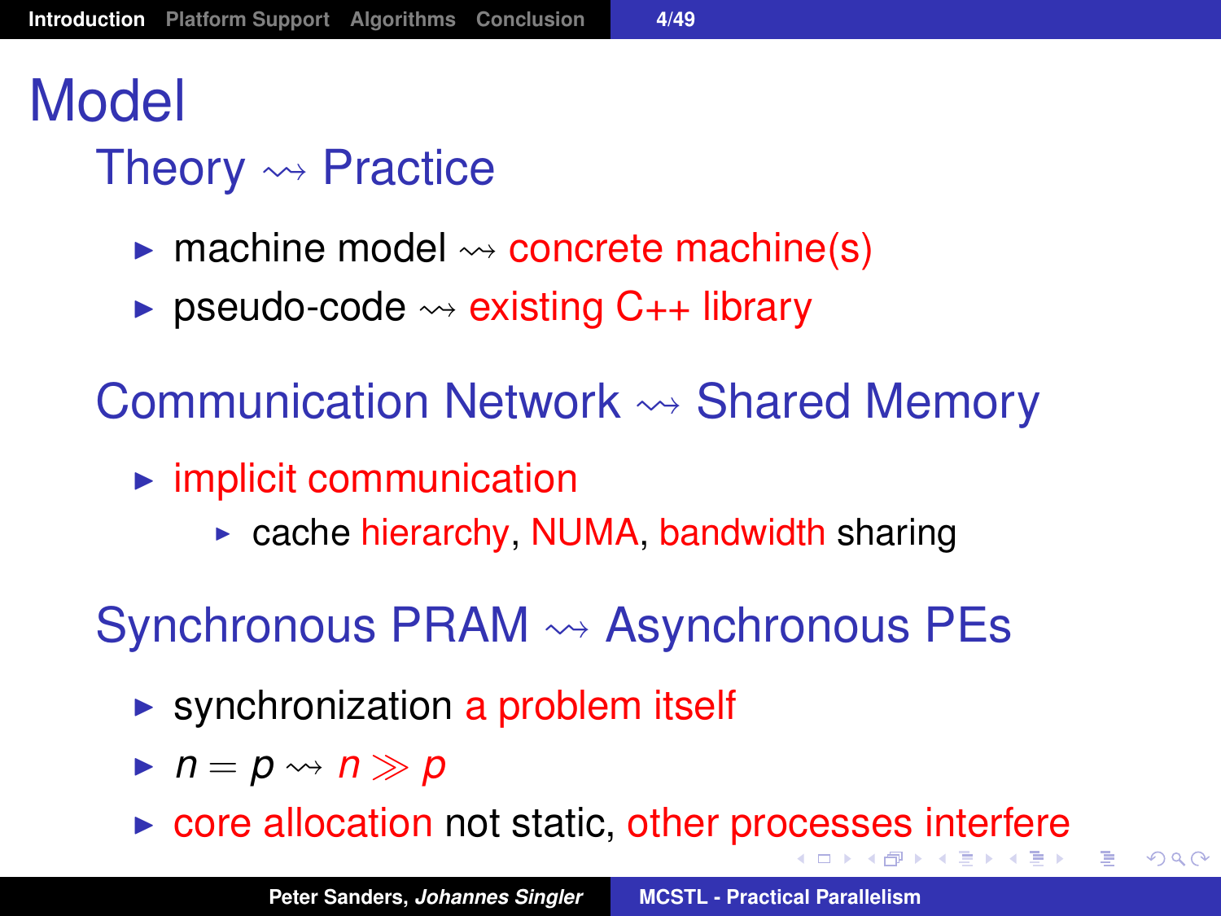# Model

## Theory $\rightsquigarrow$ Practice

- machine model $\rightsquigarrow$ concrete machine(s)
- pseudo-code $\rightsquigarrow$ existing C++ library

## Communication Network $\rightsquigarrow$ Shared Memory

- implicit communication
  - cache hierarchy, NUMA, bandwidth sharing

## Synchronous PRAM $\rightsquigarrow$ Asynchronous PEs

- synchronization a problem itself
- $n = p \rightsquigarrow n \gg p$
- core allocation not static, other processes interfere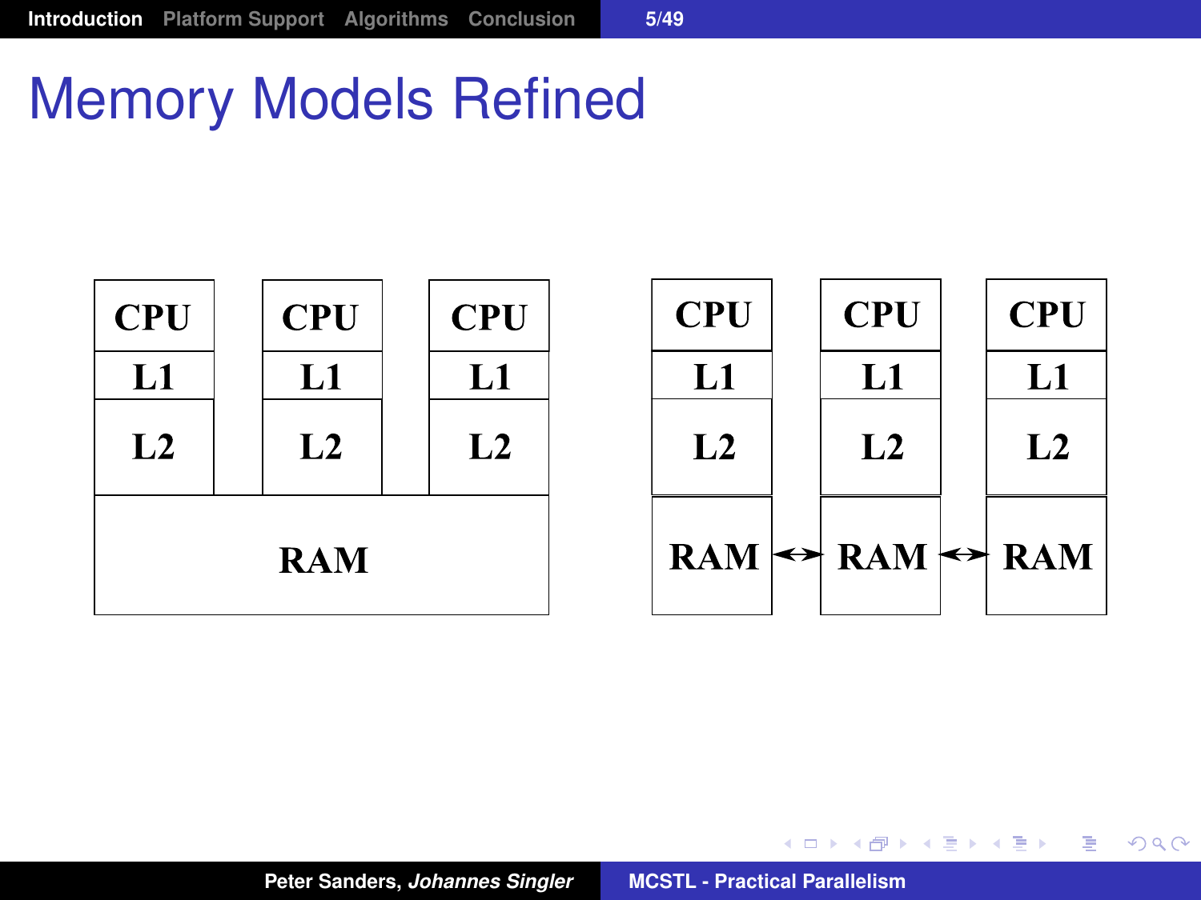# Memory Models Refined

CPU CPU CPU
L1 L1 L1
L2 L2 L2
RAM

CPU CPU CPU
L1 L1 L1
L2 L2 L2
RAM ↔ RAM ↔ RAM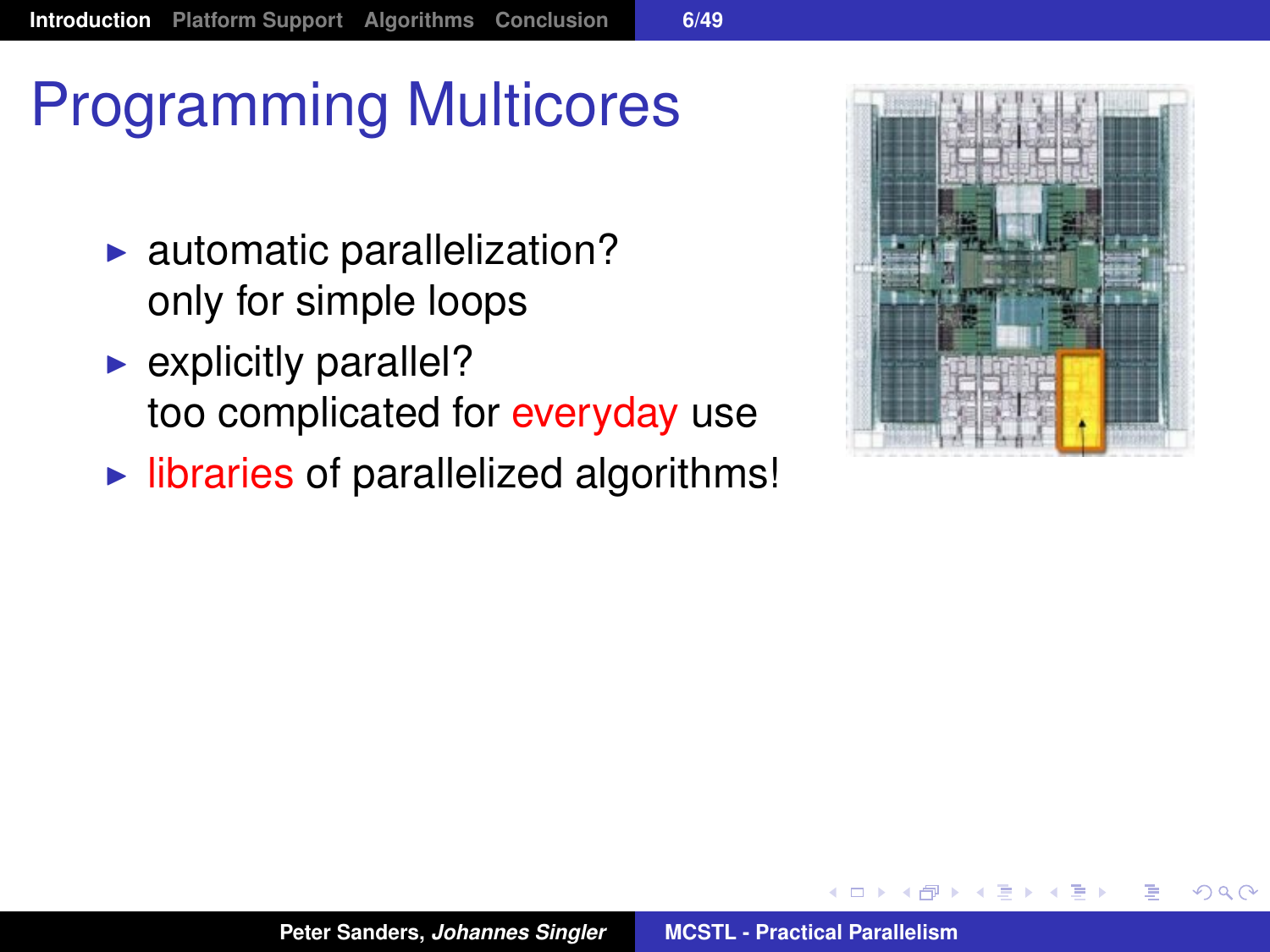# Programming Multicores

- automatic parallelization?
  only for simple loops
- explicitly parallel?
  too complicated for everyday use
- libraries of parallelized algorithms!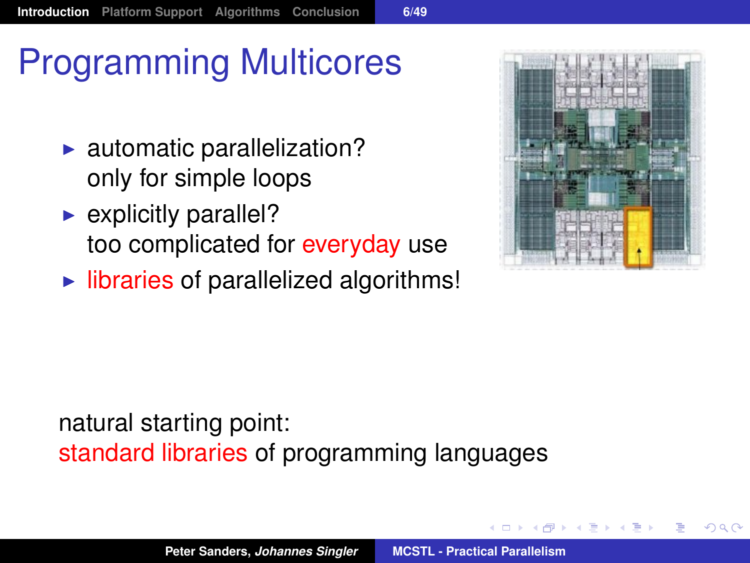# Programming Multicores

- automatic parallelization?
  only for simple loops
- explicitly parallel?
  too complicated for everyday use
- libraries of parallelized algorithms!

natural starting point:
standard libraries of programming languages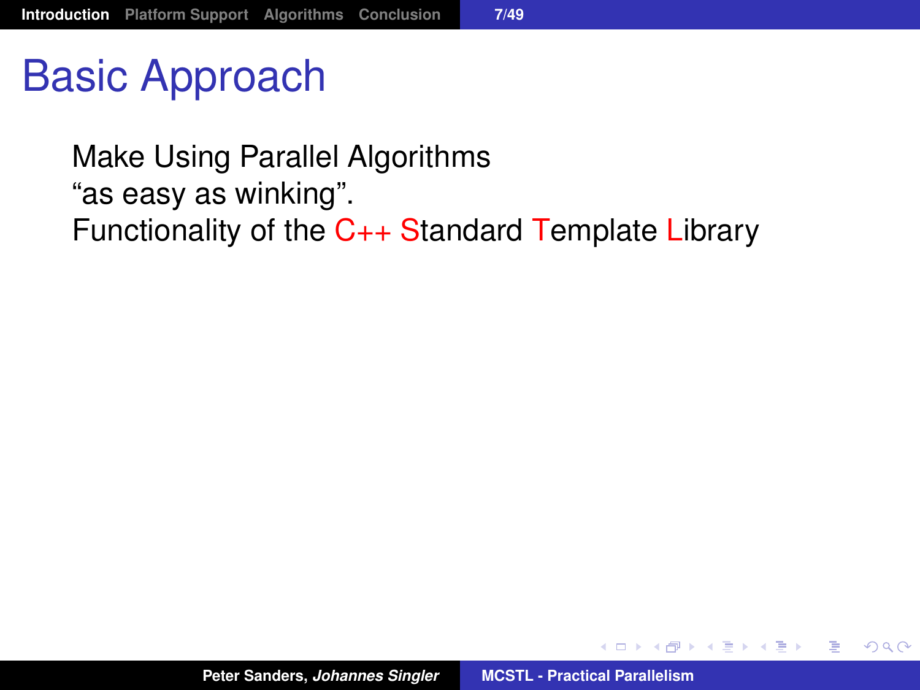# Basic Approach

Make Using Parallel Algorithms
“as easy as winking”.
Functionality of the C++ Standard Template Library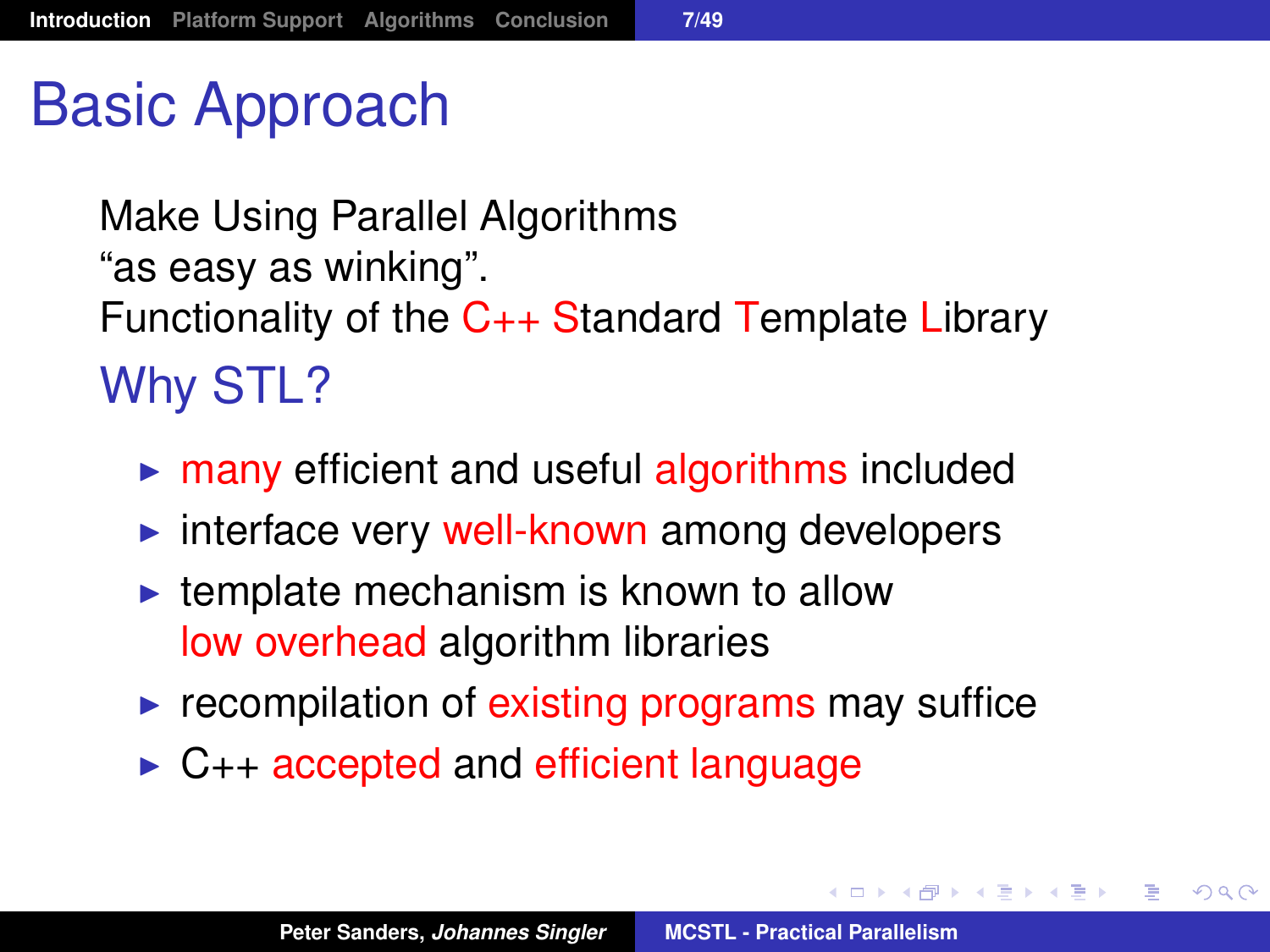# Basic Approach

Make Using Parallel Algorithms
“as easy as winking”.
Functionality of the C++ Standard Template Library

## Why STL?

- many efficient and useful algorithms included
- interface very well-known among developers
- template mechanism is known to allow low overhead algorithm libraries
- recompilation of existing programs may suffice
- C++ accepted and efficient language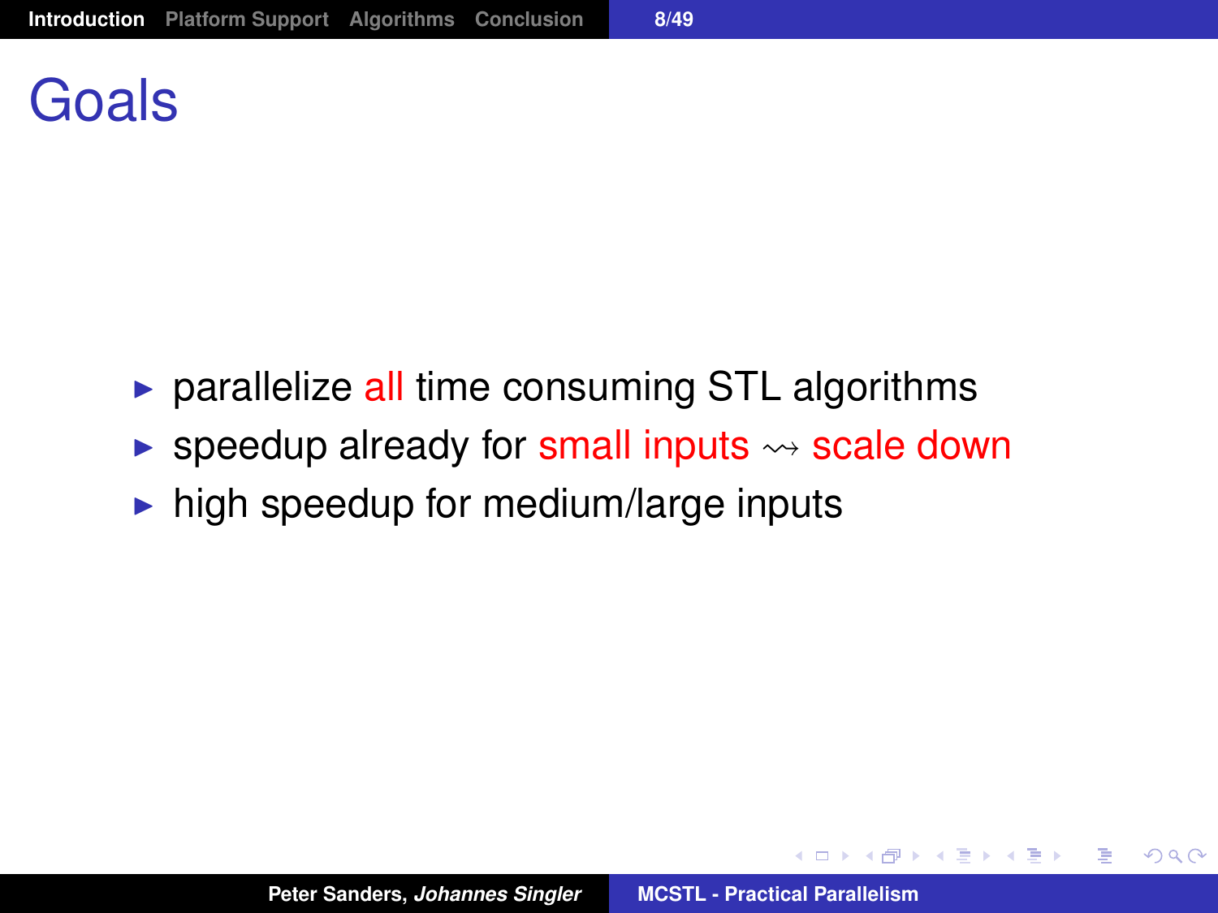# Goals

- parallelize all time consuming STL algorithms
- speedup already for small inputs $\rightsquigarrow$ scale down
- high speedup for medium/large inputs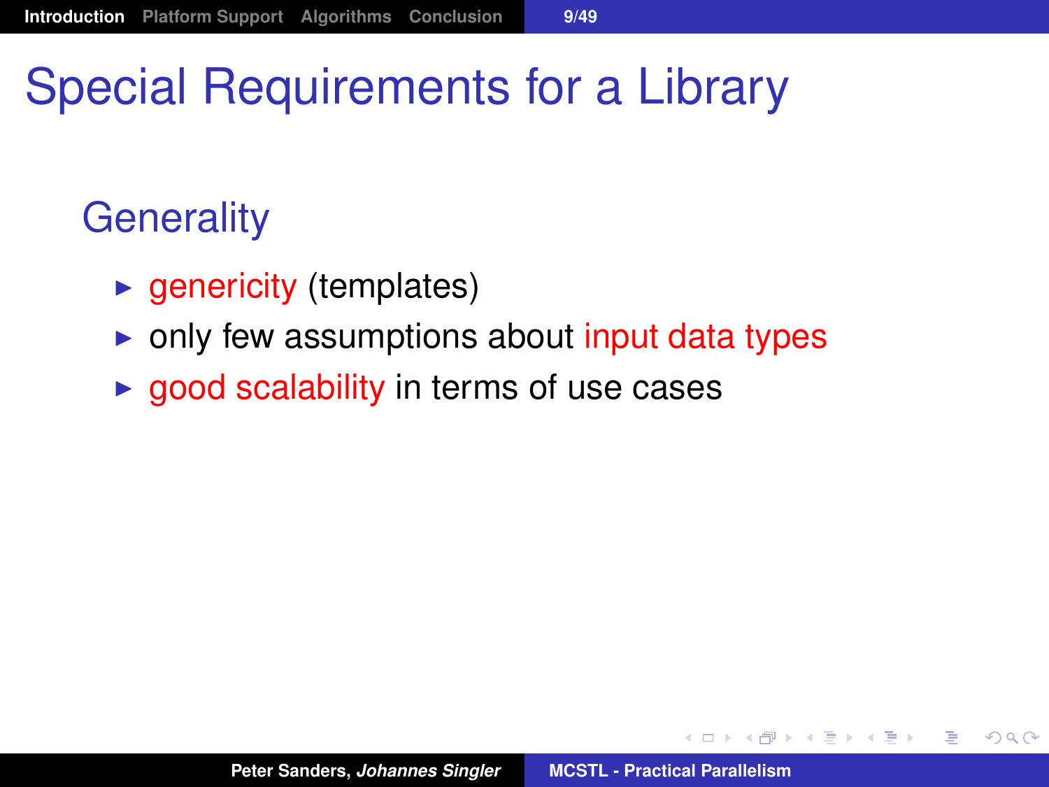# Special Requirements for a Library

## Generality

- genericity (templates)
- only few assumptions about input data types
- good scalability in terms of use cases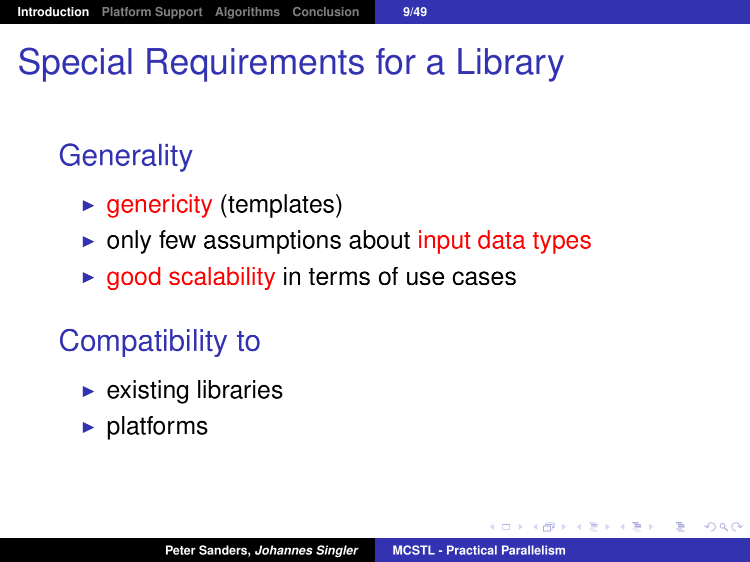# Special Requirements for a Library

## Generality

- genericity (templates)
- only few assumptions about input data types
- good scalability in terms of use cases

## Compatibility to

- existing libraries
- platforms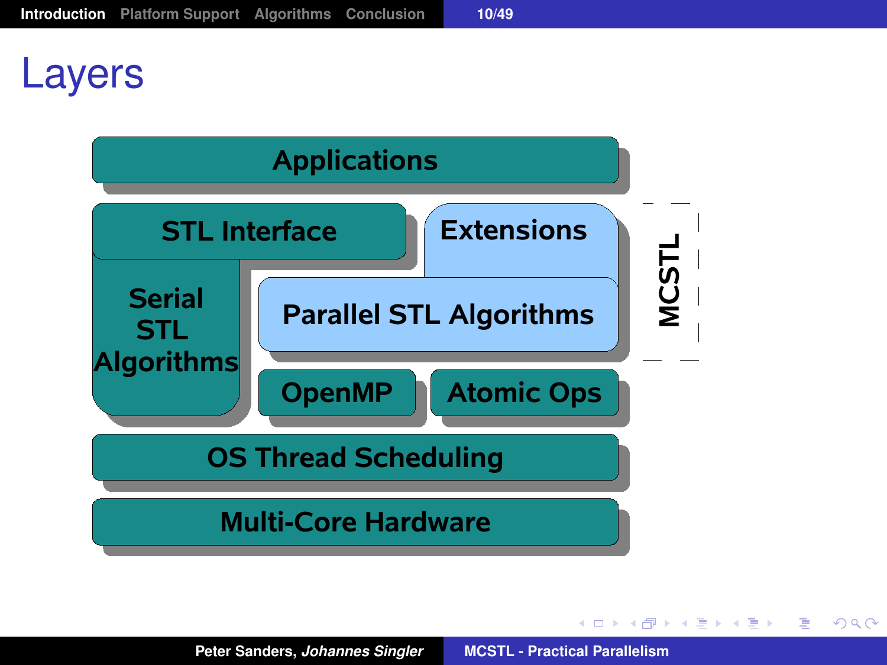# Layers

Applications

STL Interface

Extensions

Serial STL Algorithms

Parallel STL Algorithms

OpenMP

Atomic Ops

OS Thread Scheduling

Multi-Core Hardware

MCSTL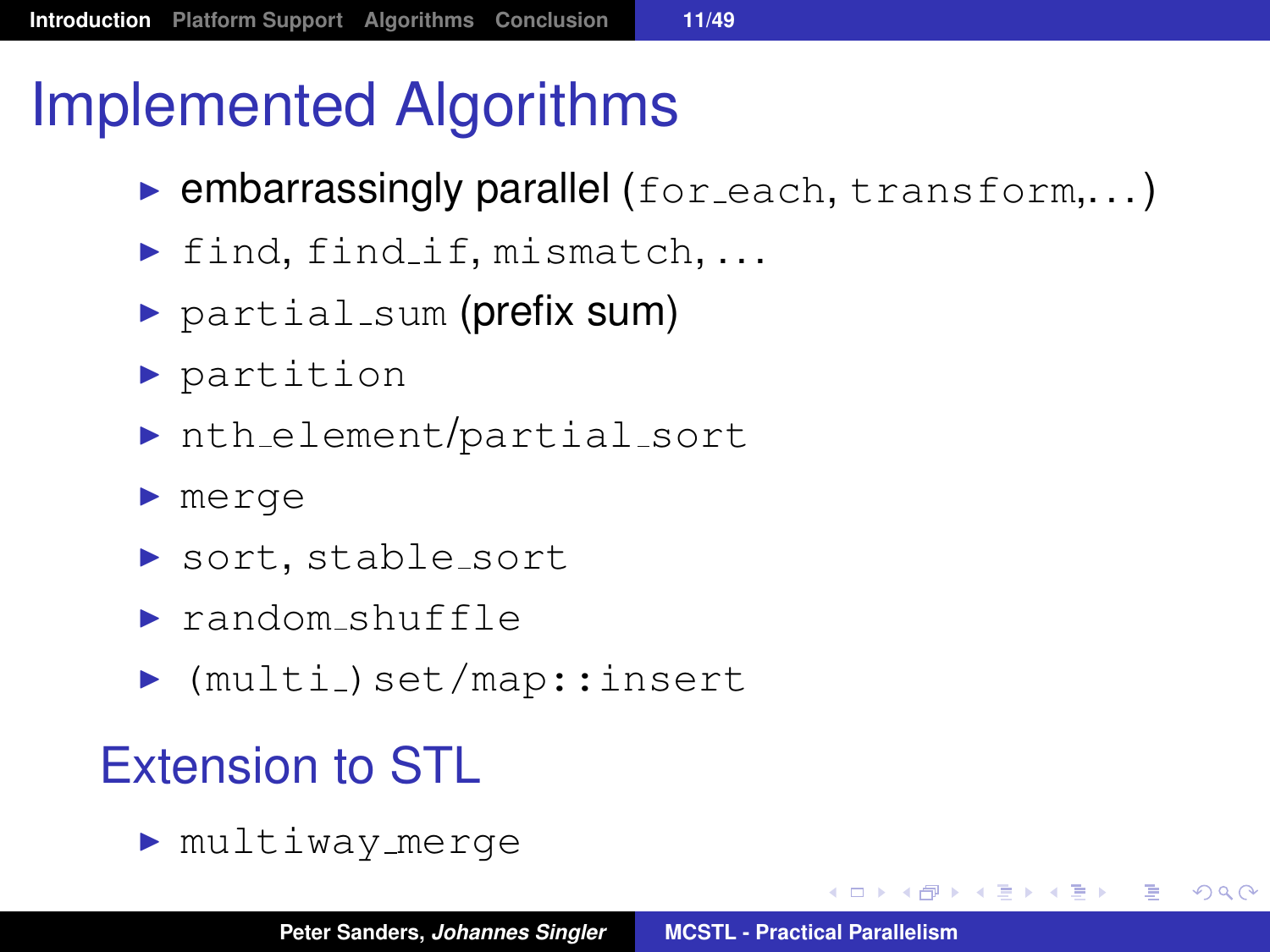# Implemented Algorithms

- embarrassingly parallel (`for_each`, `transform`,...)
- `find`, `find_if`, `mismatch`, ...
- `partial_sum` (prefix sum)
- `partition`
- `nth_element`/`partial_sort`
- `merge`
- `sort`, `stable_sort`
- `random_shuffle`
- `(multi_)set/map::insert`

## Extension to STL

- `multiway_merge`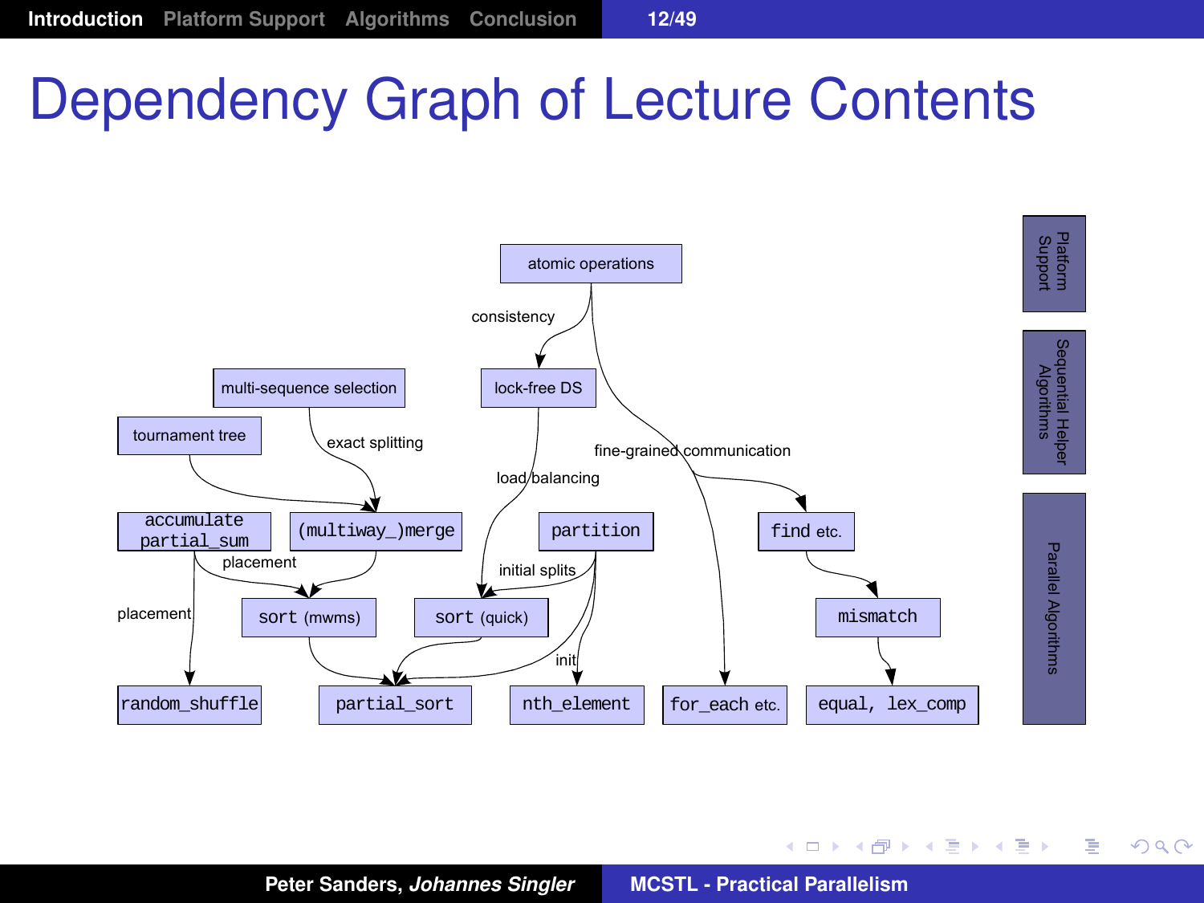# Dependency Graph of Lecture Contents

- atomic operations
- lock-free DS
- multi-sequence selection
- tournament tree
- accumulate partial_sum
- (multiway_)merge
- partition
- find etc.
- sort (mwms)
- sort (quick)
- mismatch
- random_shuffle
- partial_sort
- nth_element
- for_each etc.
- equal, lex_comp

Edge labels: consistency, exact splitting, load balancing, fine-grained communication, placement, placement, initial splits, init

Platform Support | Sequential Helper Algorithms | Parallel Algorithms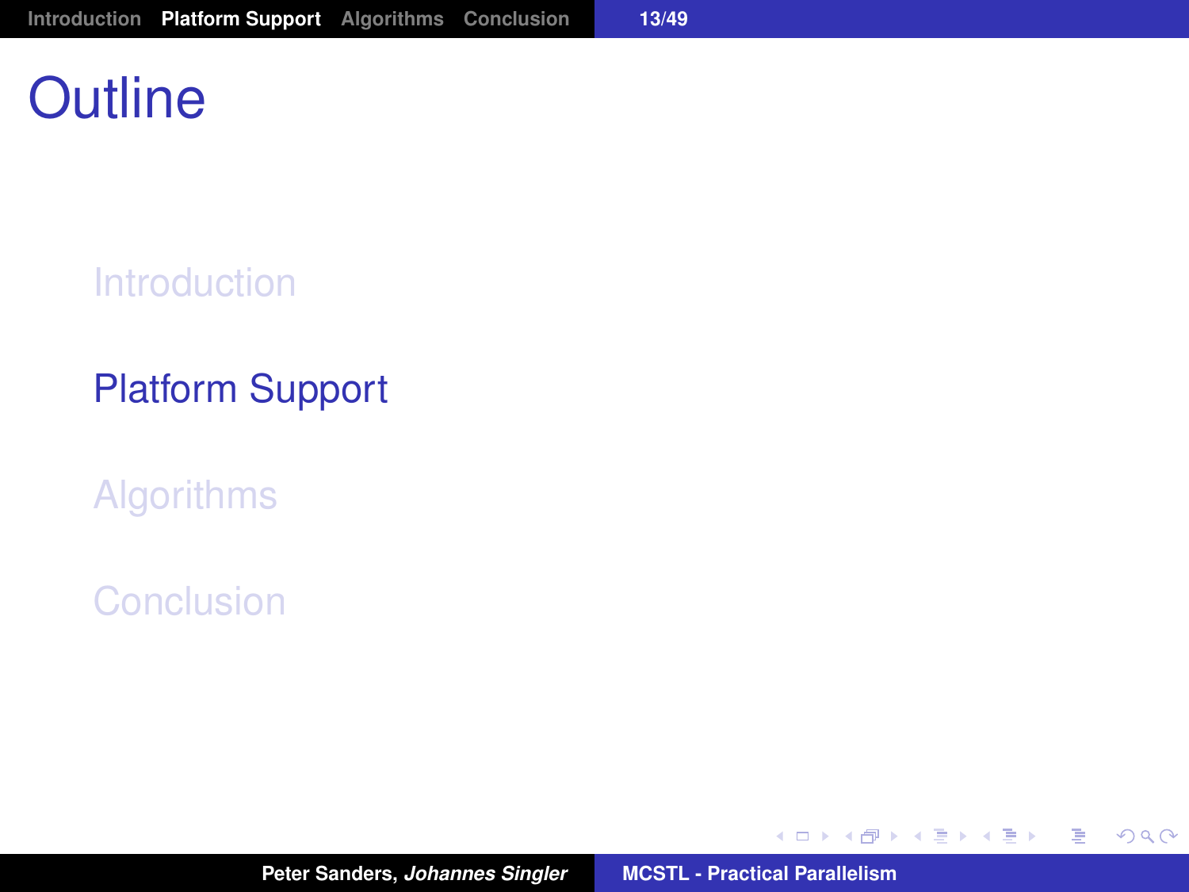# Outline

- Introduction
- **Platform Support**
- Algorithms
- Conclusion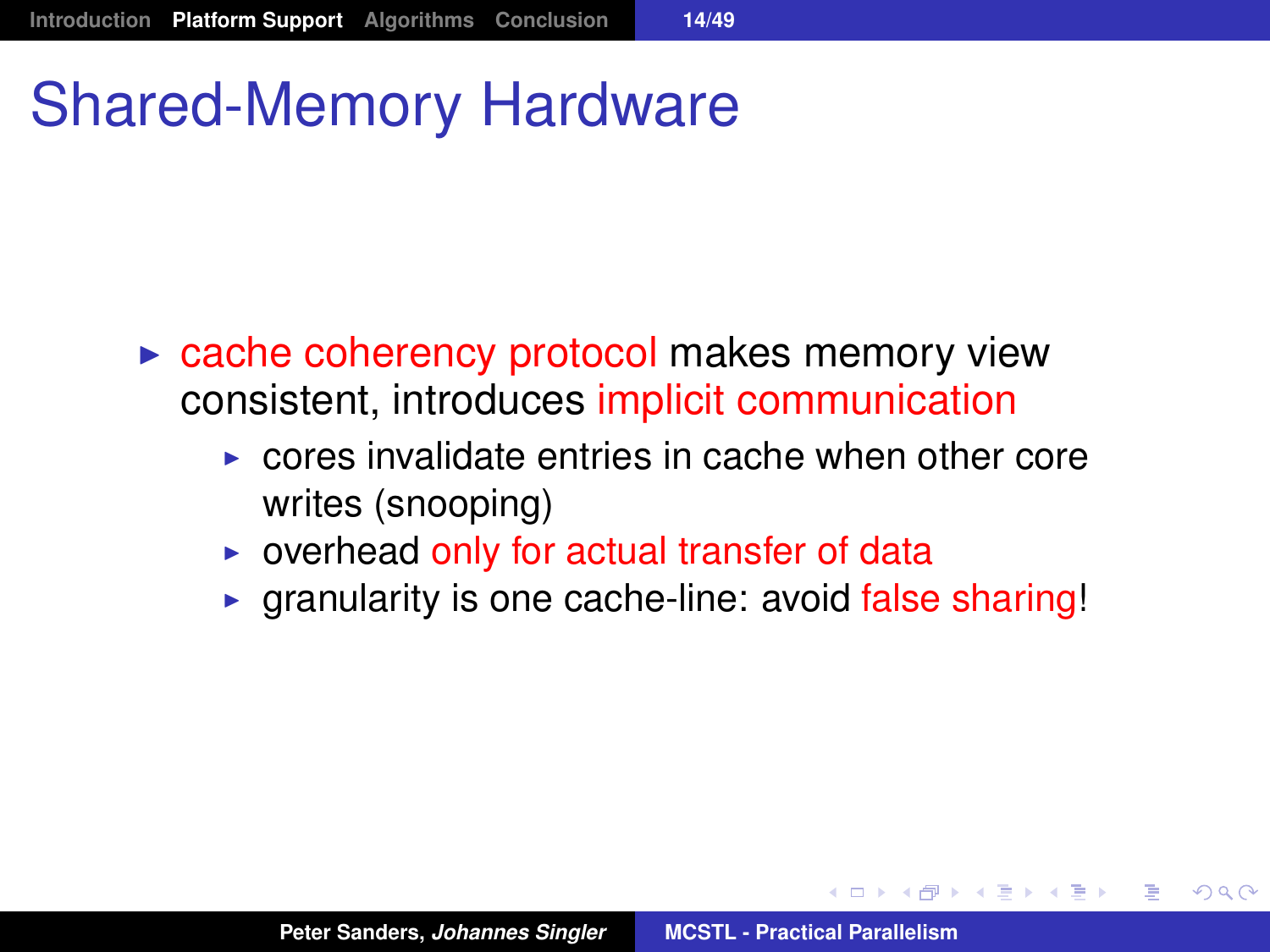# Shared-Memory Hardware

- cache coherency protocol makes memory view consistent, introduces implicit communication
  - cores invalidate entries in cache when other core writes (snooping)
  - overhead only for actual transfer of data
  - granularity is one cache-line: avoid false sharing!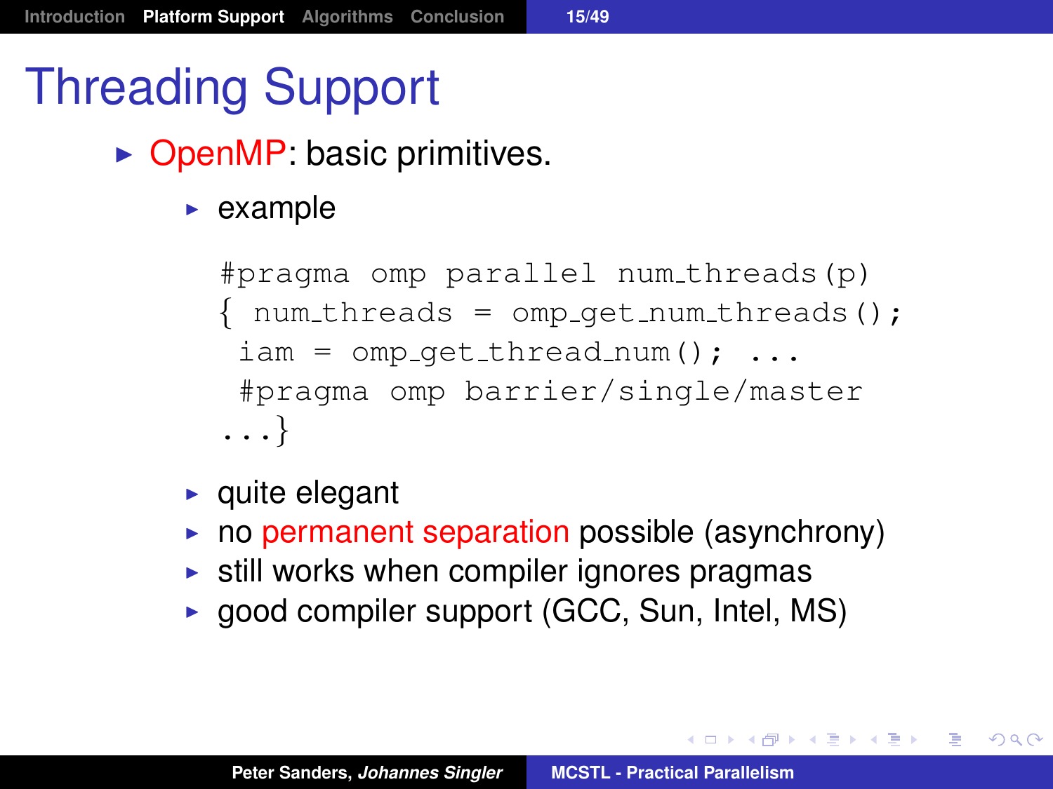# Threading Support

- OpenMP: basic primitives.
  - example

    ```
    #pragma omp parallel num_threads(p)
    { num_threads = omp_get_num_threads();
     iam = omp_get_thread_num(); ...
     #pragma omp barrier/single/master
    ...}
    ```

  - quite elegant
  - no permanent separation possible (asynchrony)
  - still works when compiler ignores pragmas
  - good compiler support (GCC, Sun, Intel, MS)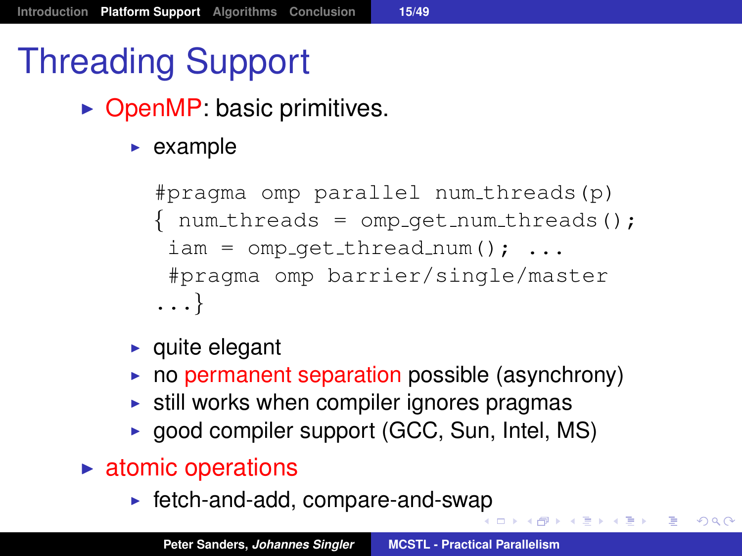# Threading Support

- OpenMP: basic primitives.
  - example

    ```
    #pragma omp parallel num_threads(p)
    { num_threads = omp_get_num_threads();
     iam = omp_get_thread_num(); ...
     #pragma omp barrier/single/master
    ...}
    ```

  - quite elegant
  - no permanent separation possible (asynchrony)
  - still works when compiler ignores pragmas
  - good compiler support (GCC, Sun, Intel, MS)
- atomic operations
  - fetch-and-add, compare-and-swap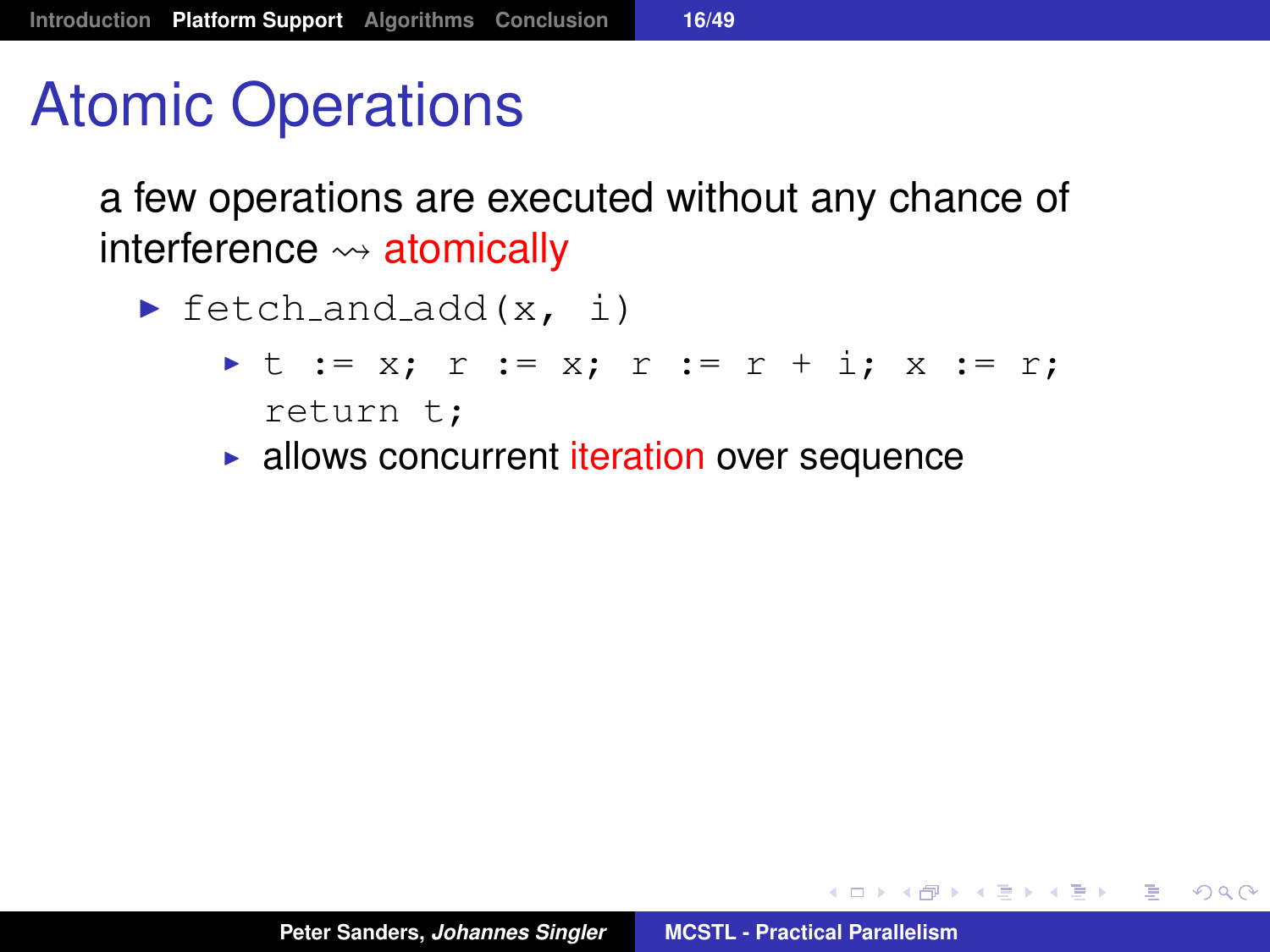# Atomic Operations

a few operations are executed without any chance of interference $\rightsquigarrow$ atomically

- `fetch_and_add(x, i)`
  - `t := x; r := x; r := r + i; x := r; return t;`
  - allows concurrent iteration over sequence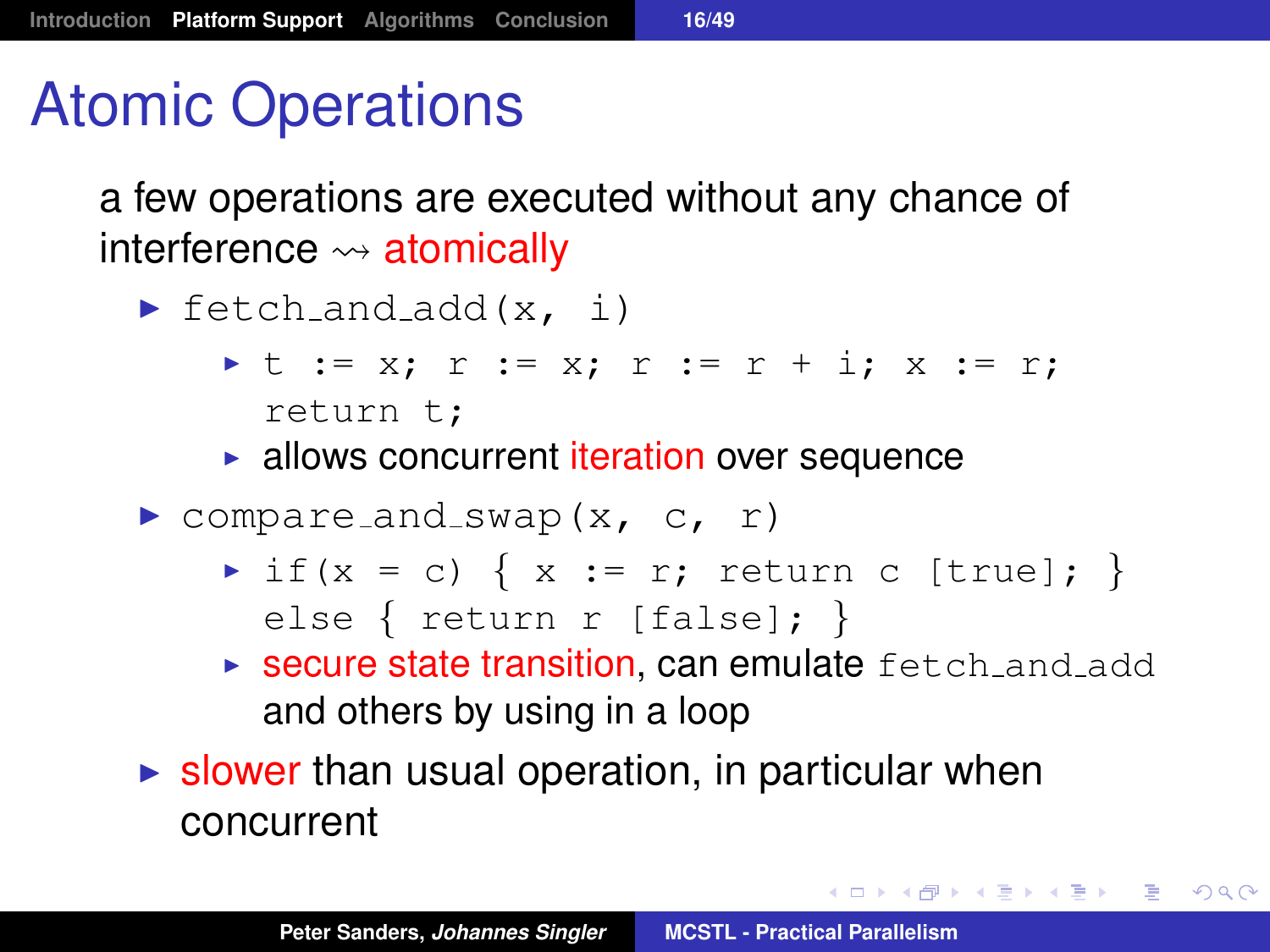# Atomic Operations

a few operations are executed without any chance of interference $\rightsquigarrow$ atomically

- `fetch_and_add(x, i)`
  - `t := x; r := x; r := r + i; x := r; return t;`
  - allows concurrent iteration over sequence
- `compare_and_swap(x, c, r)`
  - `if(x = c) { x := r; return c [true]; } else { return r [false]; }`
  - secure state transition, can emulate `fetch_and_add` and others by using in a loop
- slower than usual operation, in particular when concurrent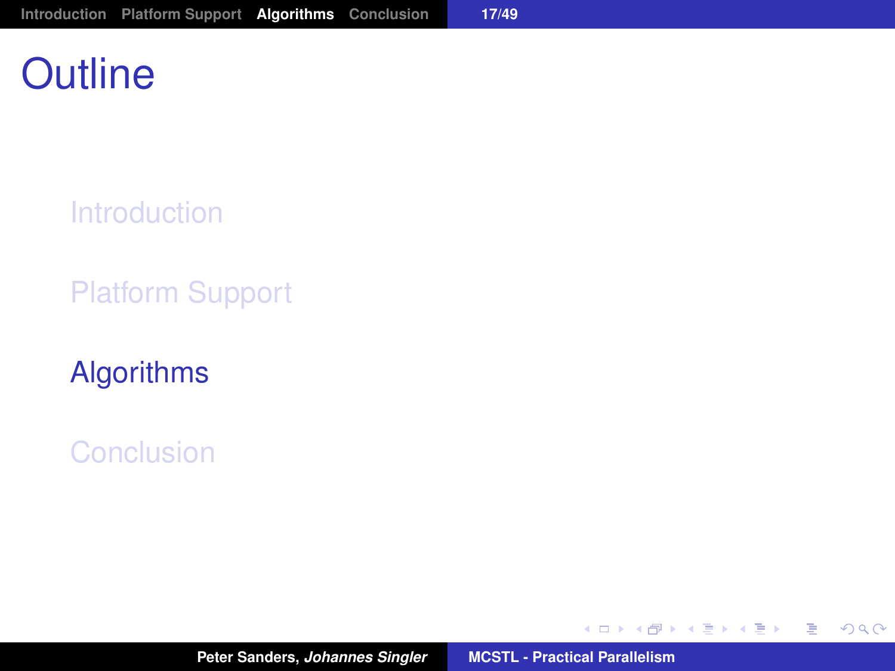# Outline

- Introduction
- Platform Support
- **Algorithms**
- Conclusion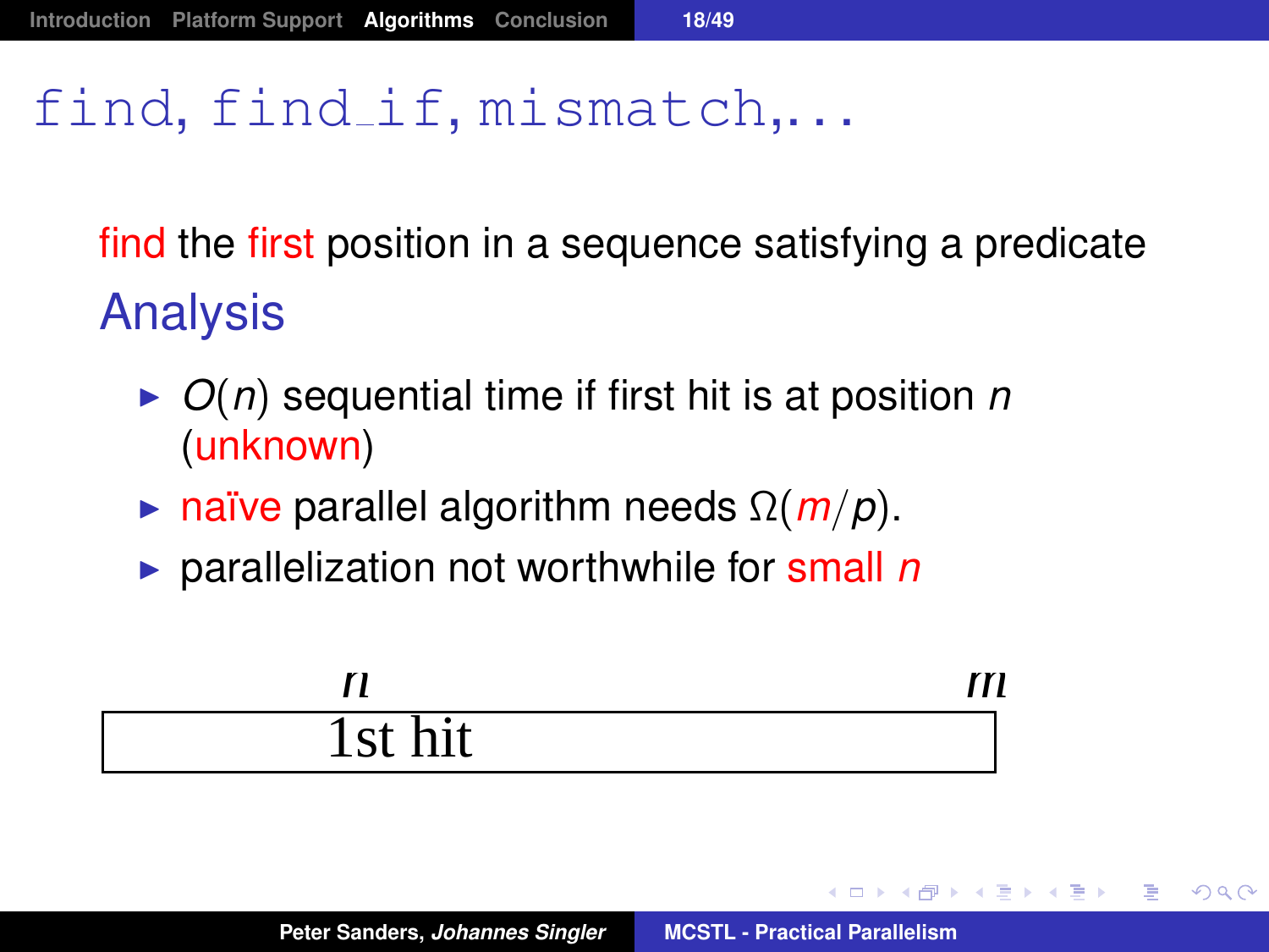# find, find_if, mismatch,...

find the first position in a sequence satisfying a predicate

## Analysis

- $O(n)$ sequential time if first hit is at position $n$ (unknown)
- naïve parallel algorithm needs $\Omega(m/p)$.
- parallelization not worthwhile for small $n$

$n$ $m$

1st hit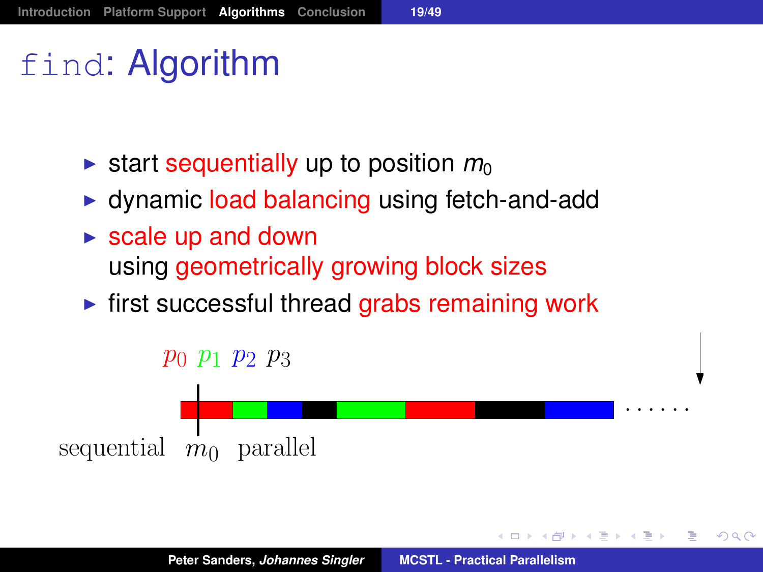# find: Algorithm

- start sequentially up to position $m_0$
- dynamic load balancing using fetch-and-add
- scale up and down
  using geometrically growing block sizes
- first successful thread grabs remaining work

$p_0$ $p_1$ $p_2$ $p_3$

sequential $m_0$ parallel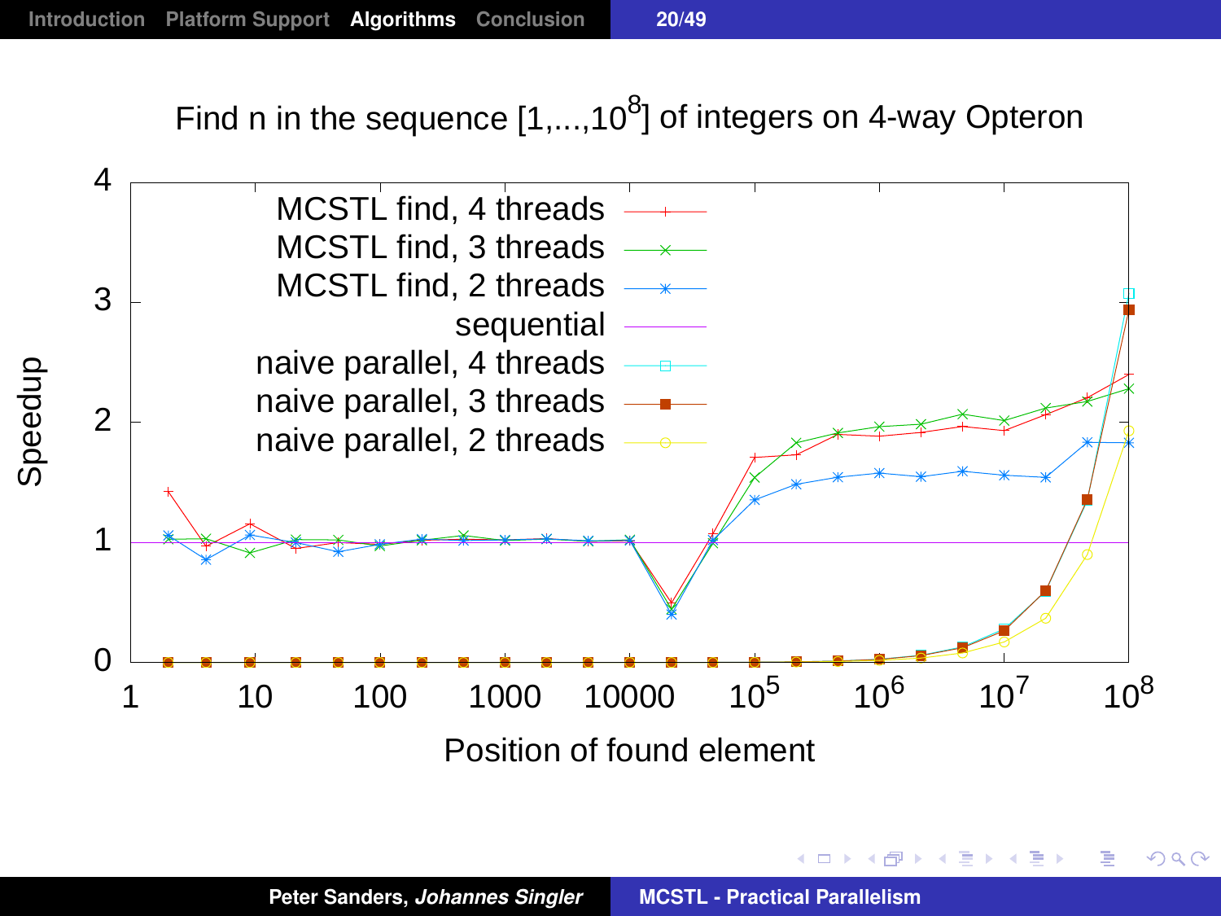Find n in the sequence $[1,...,10^8]$ of integers on 4-way Opteron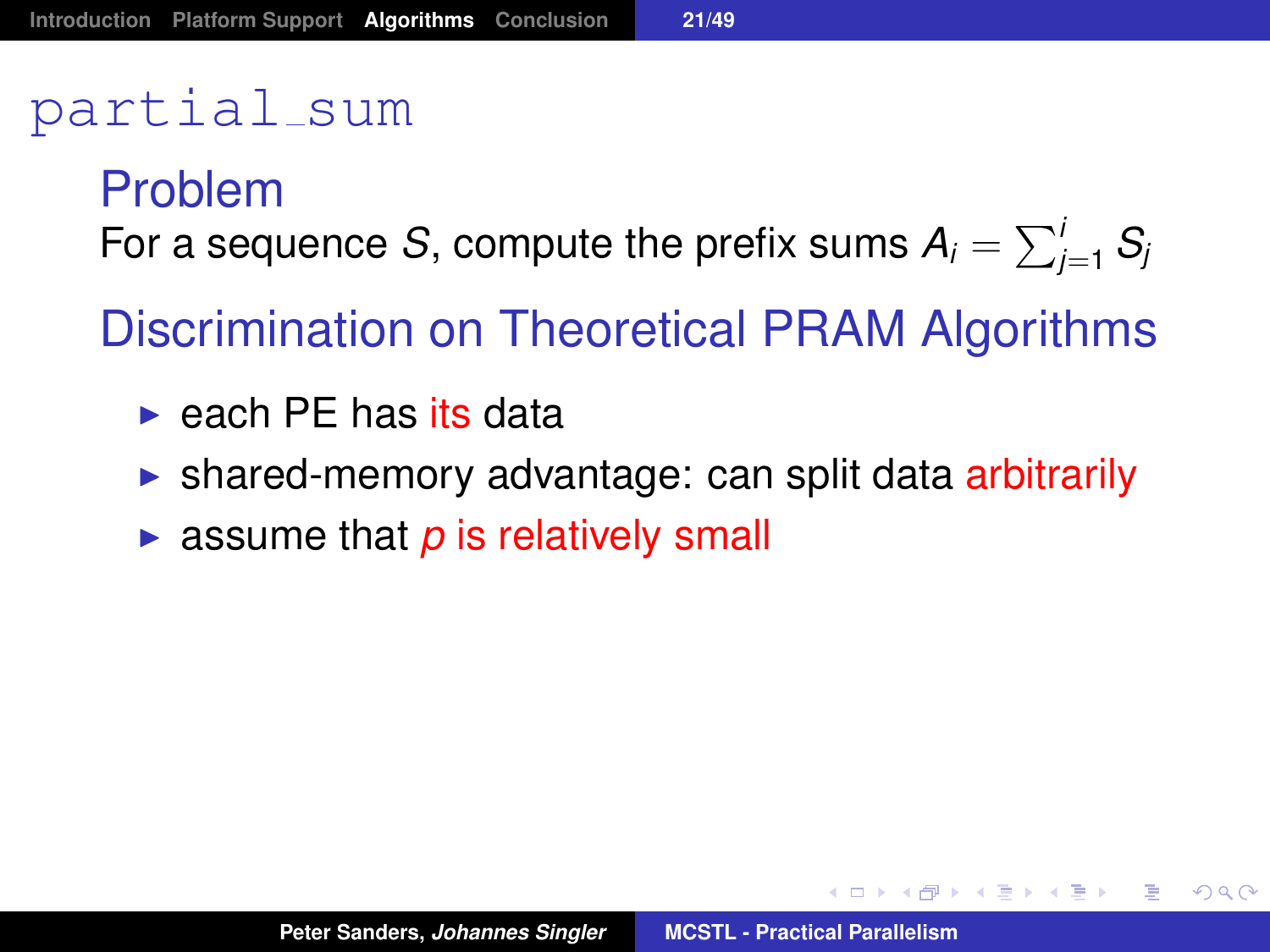# partial_sum

## Problem

For a sequence $S$, compute the prefix sums $A_i = \sum_{j=1}^{i} S_j$

## Discrimination on Theoretical PRAM Algorithms

- each PE has its data
- shared-memory advantage: can split data arbitrarily
- assume that $p$ is relatively small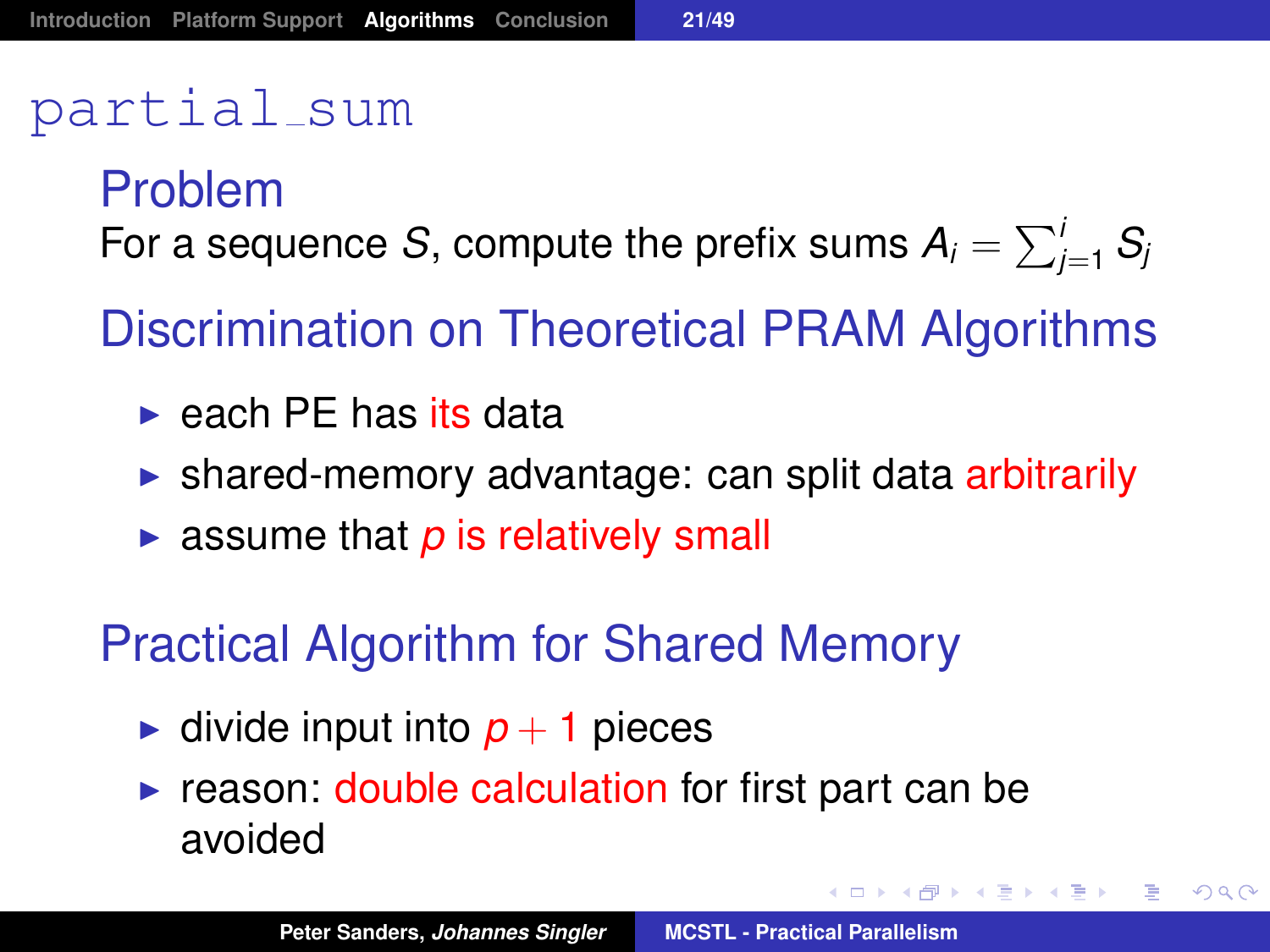# partial_sum

## Problem

For a sequence $S$, compute the prefix sums $A_i = \sum_{j=1}^{i} S_j$

## Discrimination on Theoretical PRAM Algorithms

- each PE has its data
- shared-memory advantage: can split data arbitrarily
- assume that $p$ is relatively small

## Practical Algorithm for Shared Memory

- divide input into $p + 1$ pieces
- reason: double calculation for first part can be avoided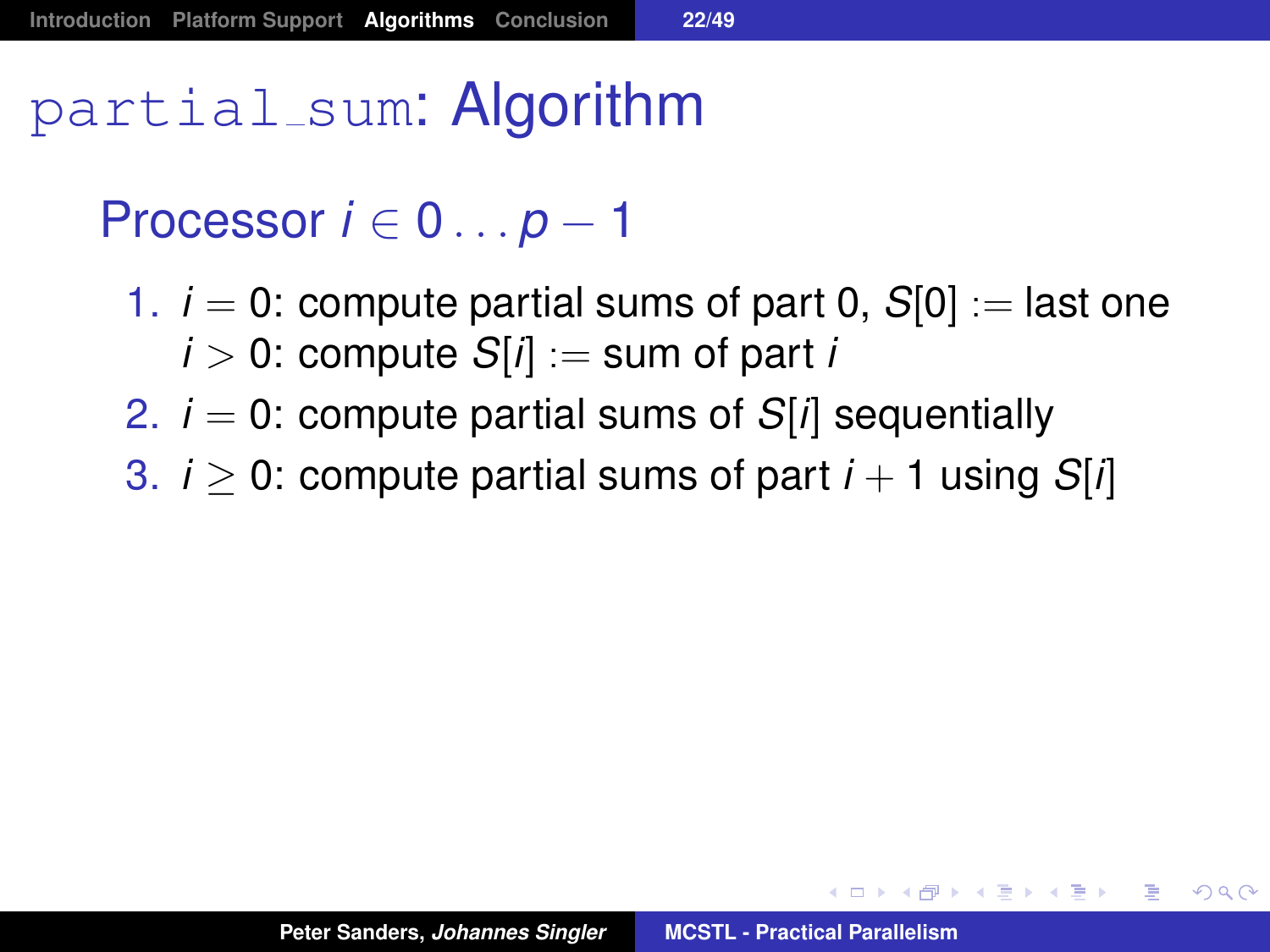# `partial_sum`: Algorithm

## Processor $i \in 0 \ldots p-1$

1. $i = 0$: compute partial sums of part 0, $S[0] :=$ last one
   $i > 0$: compute $S[i] :=$ sum of part $i$
2. $i = 0$: compute partial sums of $S[i]$ sequentially
3. $i \geq 0$: compute partial sums of part $i+1$ using $S[i]$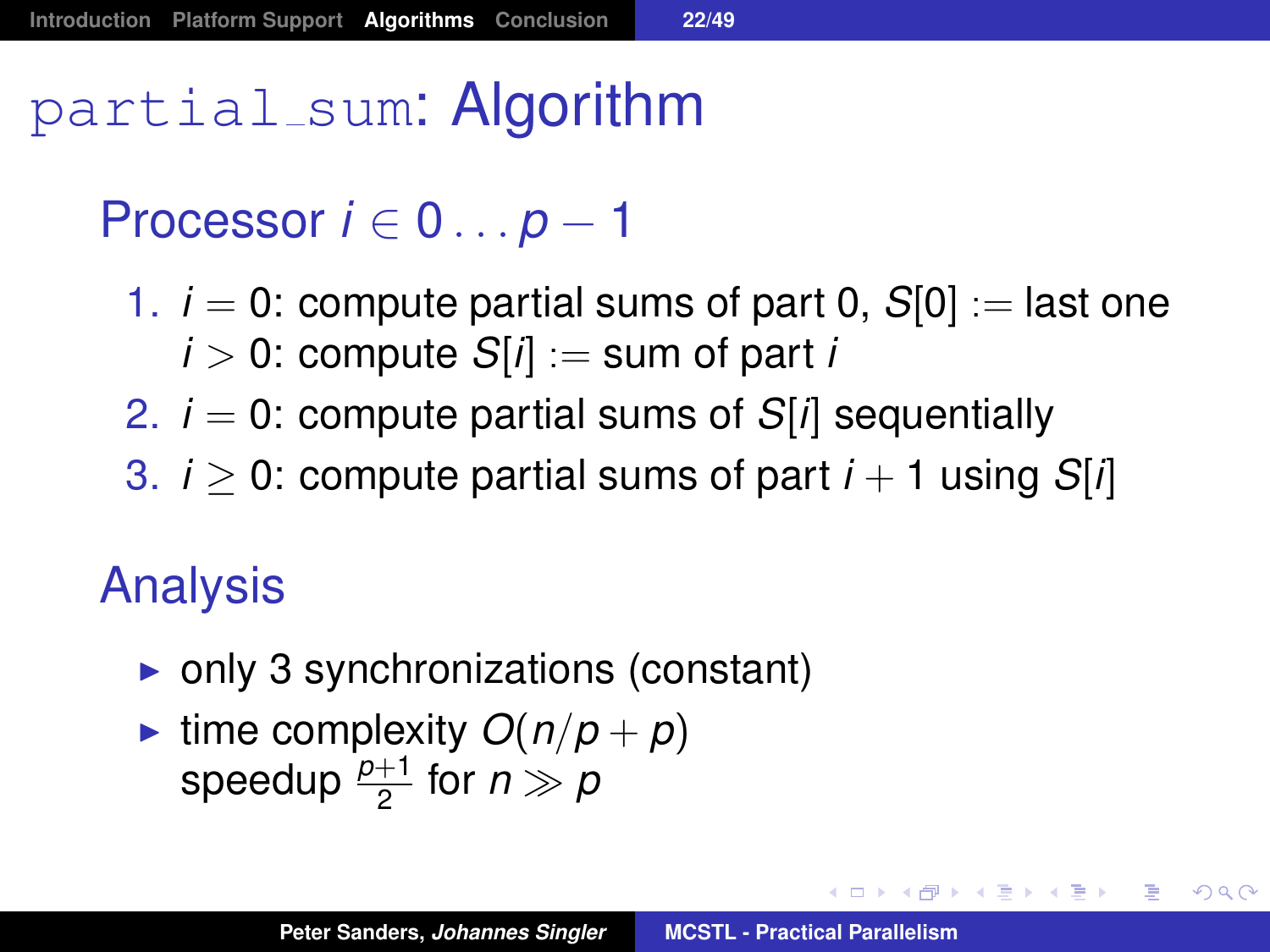# `partial_sum`: Algorithm

## Processor $i \in 0 \dots p-1$

1. $i = 0$: compute partial sums of part 0, $S[0] :=$ last one
   $i > 0$: compute $S[i] :=$ sum of part $i$
2. $i = 0$: compute partial sums of $S[i]$ sequentially
3. $i \geq 0$: compute partial sums of part $i+1$ using $S[i]$

## Analysis

- only 3 synchronizations (constant)
- time complexity $O(n/p + p)$
  speedup $\frac{p+1}{2}$ for $n \gg p$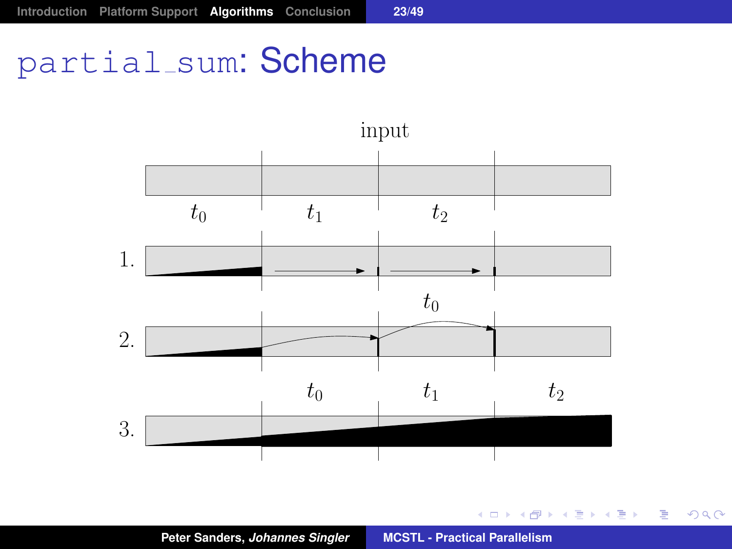# partial_sum: Scheme

input

$t_0$ $t_1$ $t_2$

1.

2. $t_0$

3. $t_0$ $t_1$ $t_2$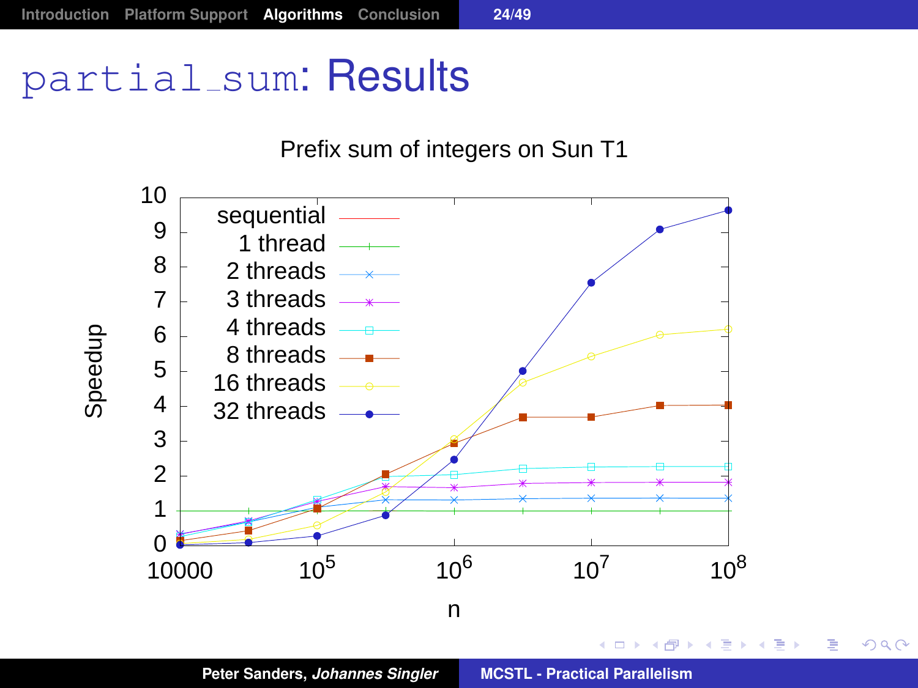# partial_sum: Results

Prefix sum of integers on Sun T1

Speedup

sequential
1 thread
2 threads
3 threads
4 threads
8 threads
16 threads
32 threads

n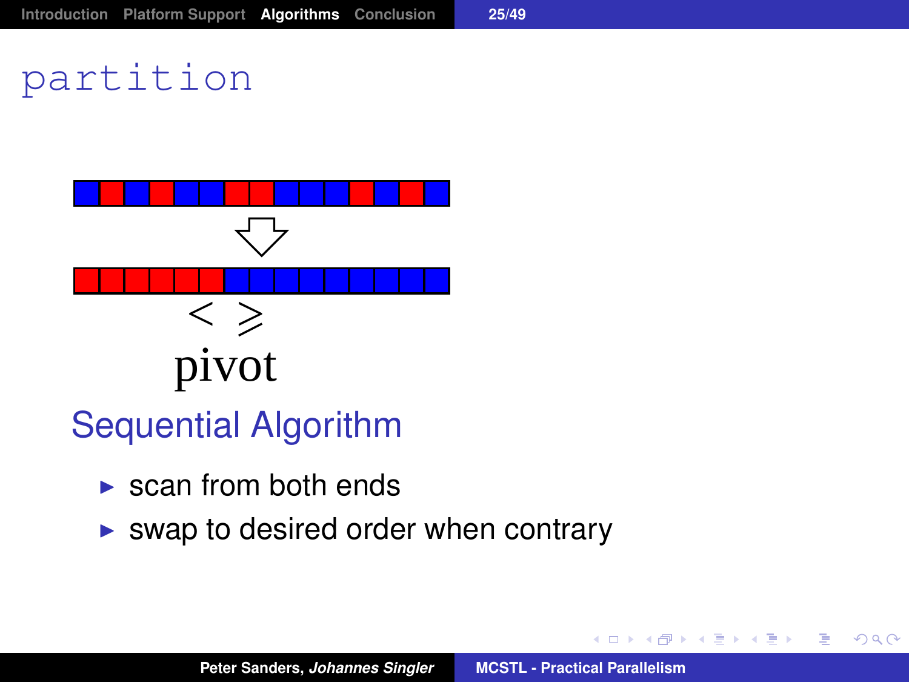# partition

$<$ $\geqslant$

pivot

## Sequential Algorithm

- scan from both ends
- swap to desired order when contrary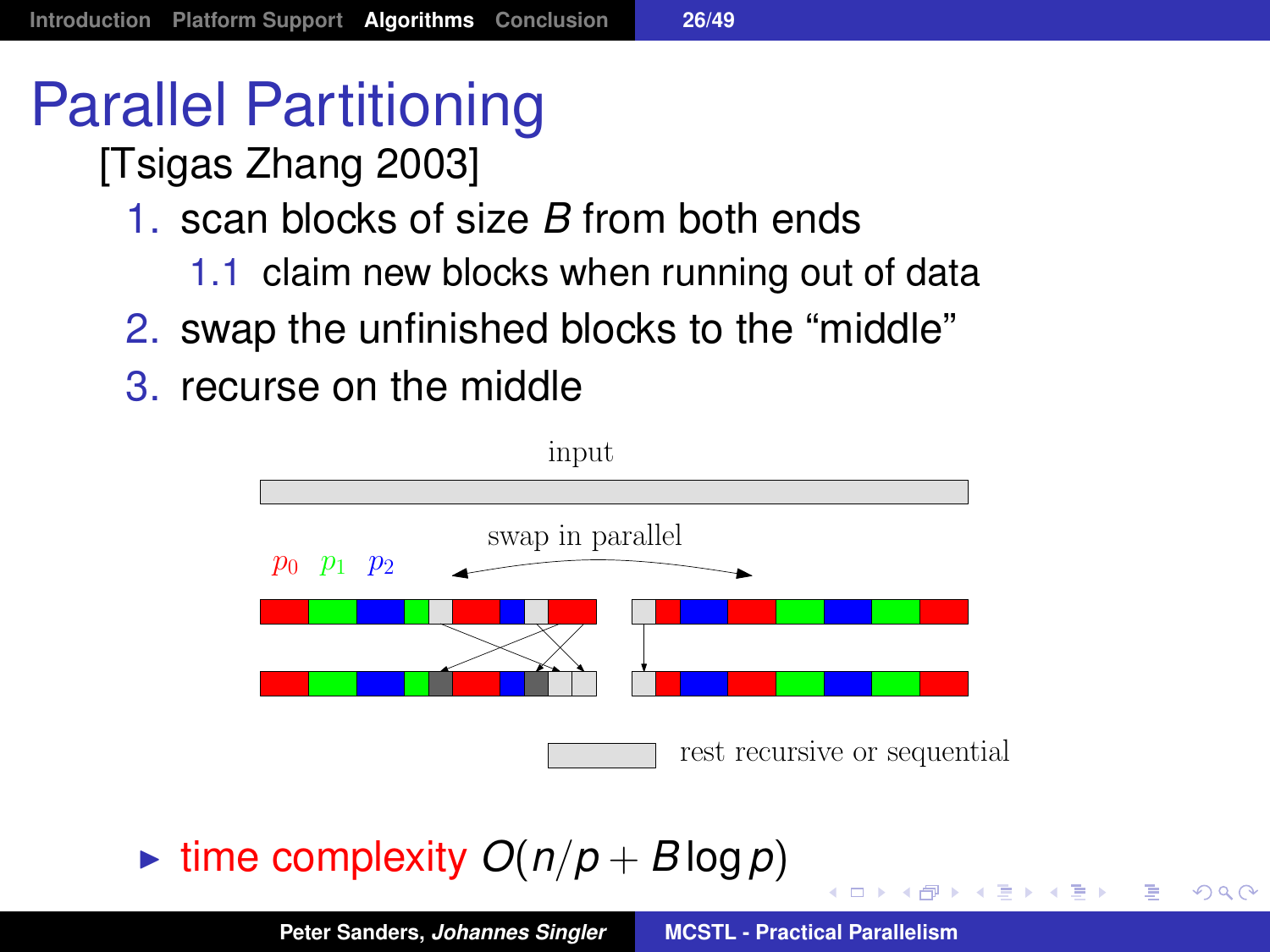# Parallel Partitioning

[Tsigas Zhang 2003]

1. scan blocks of size $B$ from both ends
   1.1 claim new blocks when running out of data
2. swap the unfinished blocks to the "middle"
3. recurse on the middle

input

swap in parallel

$p_0$ $p_1$ $p_2$

rest recursive or sequential

- time complexity $O(n/p + B \log p)$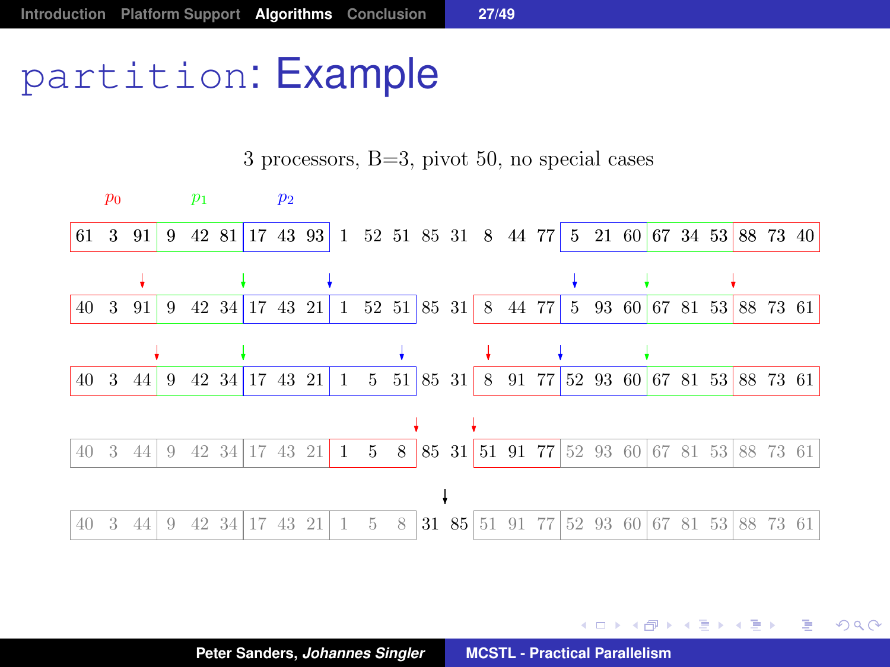# partition: Example

3 processors, B=3, pivot 50, no special cases

$p_0$ $p_1$ $p_2$

| 61 3 91 | 9 42 81 | 17 43 93 | 1 52 51 85 31 8 44 77 | 5 21 60 | 67 34 53 | 88 73 40 |
|---|---|---|---|---|---|---|

| 40 3 91 | 9 42 34 | 17 43 21 | 1 52 51 | 85 31 | 8 44 77 | 5 93 60 | 67 81 53 | 88 73 61 |
|---|---|---|---|---|---|---|---|---|

| 40 3 44 | 9 42 34 | 17 43 21 | 1 5 51 | 85 31 | 8 91 77 | 52 93 60 | 67 81 53 | 88 73 61 |
|---|---|---|---|---|---|---|---|---|

| 40 3 44 | 9 42 34 | 17 43 21 | 1 5 8 | 85 31 | 51 91 77 | 52 93 60 | 67 81 53 | 88 73 61 |
|---|---|---|---|---|---|---|---|---|

| 40 3 44 | 9 42 34 | 17 43 21 | 1 5 8 | 31 85 | 51 91 77 | 52 93 60 | 67 81 53 | 88 73 61 |
|---|---|---|---|---|---|---|---|---|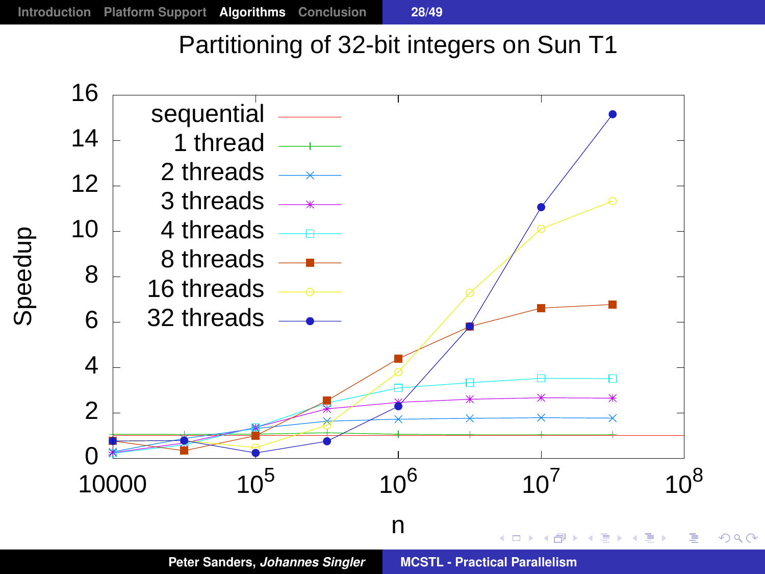# Partitioning of 32-bit integers on Sun T1

Speedup vs. n

Legend: sequential, 1 thread, 2 threads, 3 threads, 4 threads, 8 threads, 16 threads, 32 threads

Y-axis (Speedup): 0, 2, 4, 6, 8, 10, 12, 14, 16

X-axis (n): 10000, $10^5$, $10^6$, $10^7$, $10^8$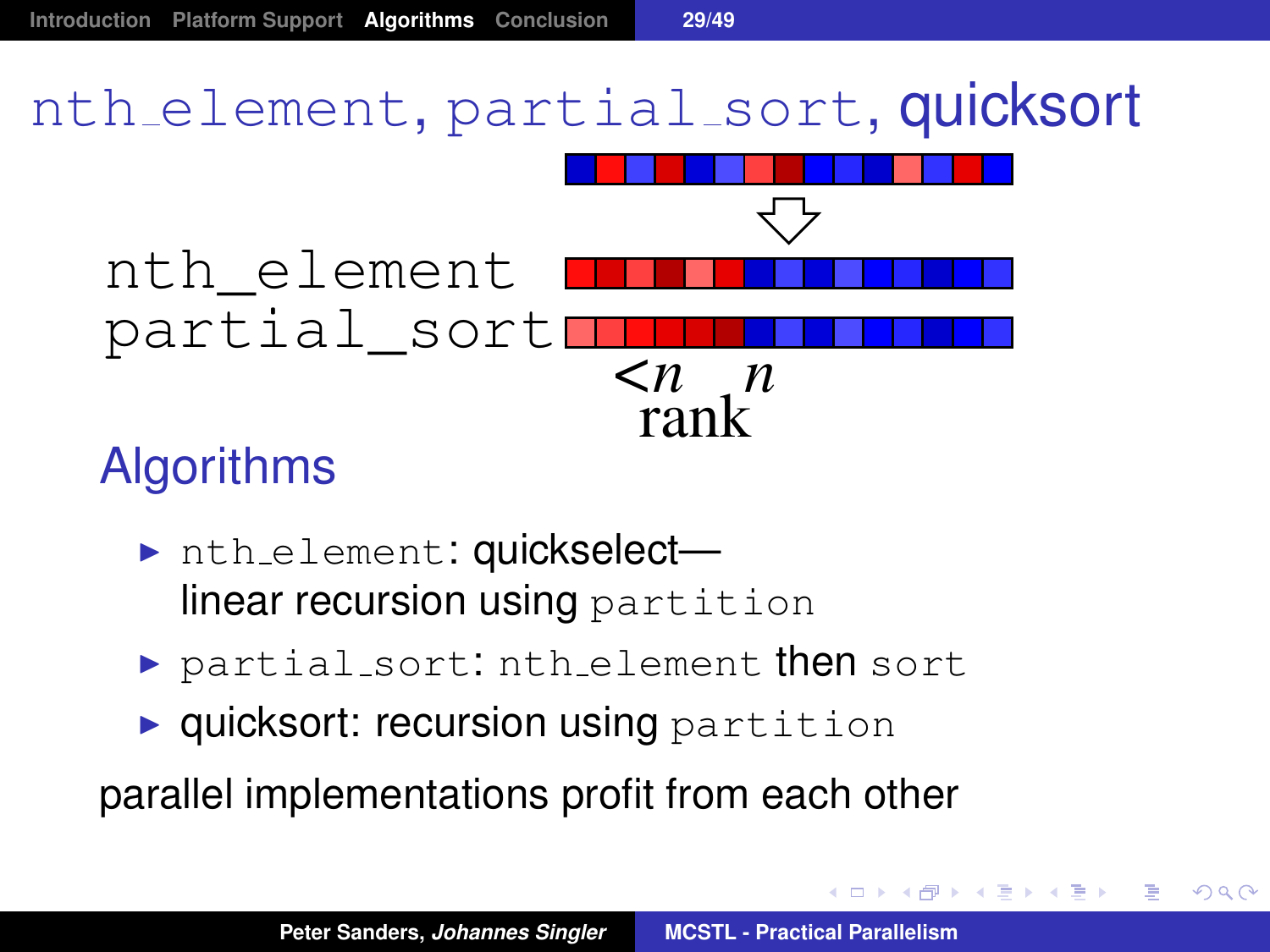# nth_element, partial_sort, quicksort

nth_element

partial_sort

$<n$ rank $n$

## Algorithms

- `nth_element`: quickselect—
  linear recursion using `partition`
- `partial_sort`: `nth_element` then `sort`
- quicksort: recursion using `partition`

parallel implementations profit from each other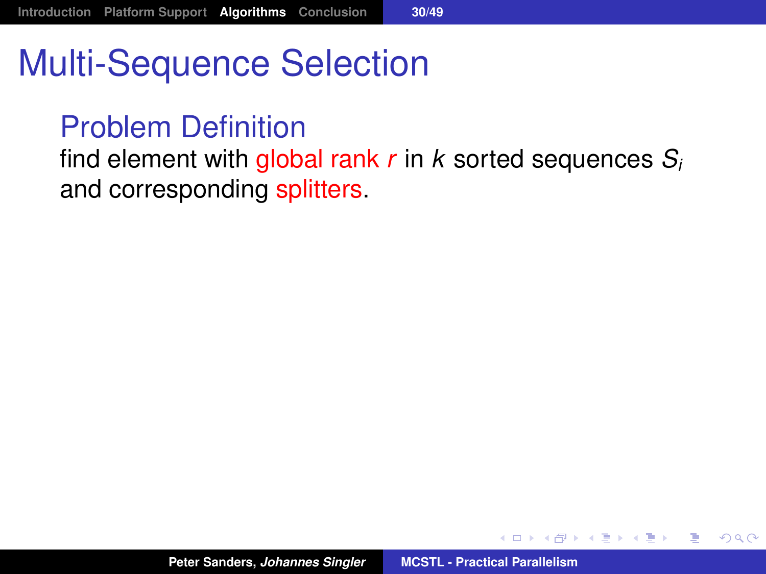# Multi-Sequence Selection

## Problem Definition

find element with global rank $r$ in $k$ sorted sequences $S_i$ and corresponding splitters.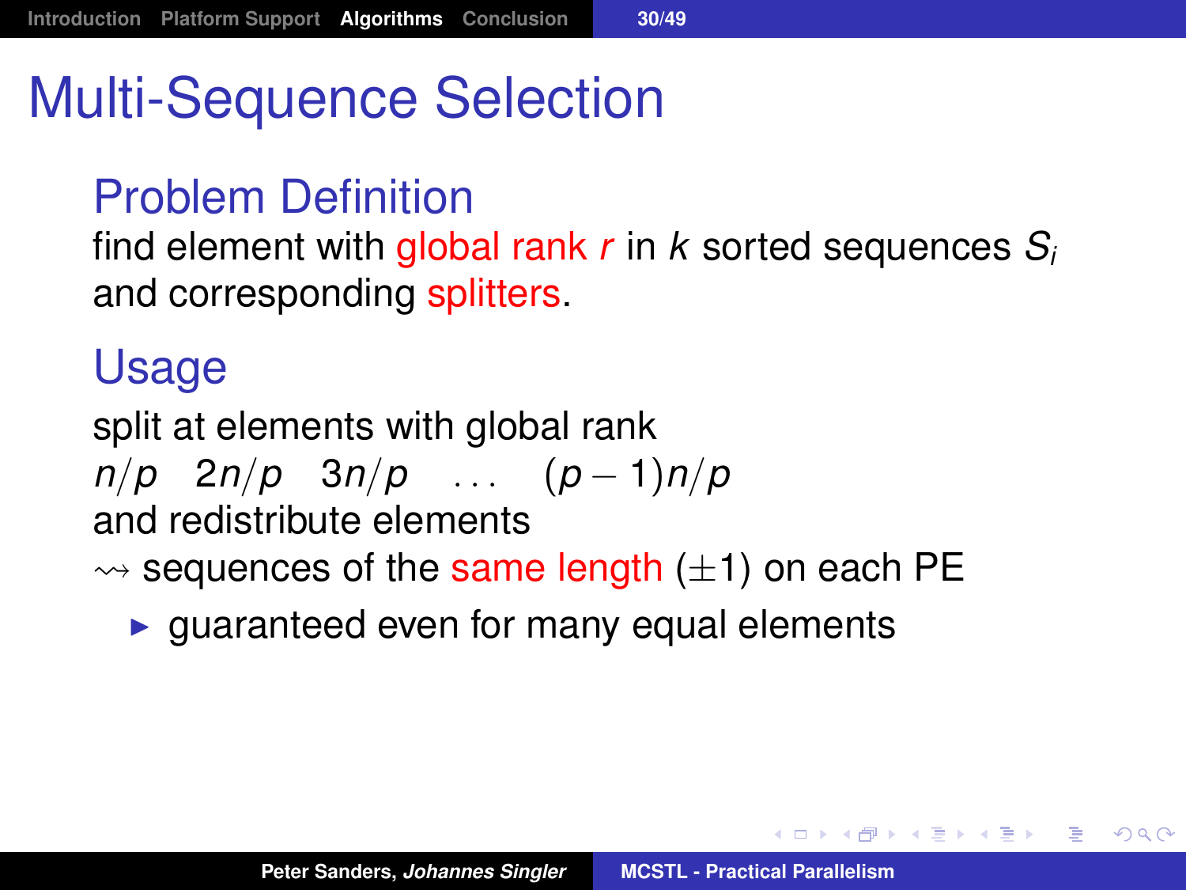# Multi-Sequence Selection

## Problem Definition

find element with global rank $r$ in $k$ sorted sequences $S_i$ and corresponding splitters.

## Usage

split at elements with global rank
$n/p \quad 2n/p \quad 3n/p \quad \ldots \quad (p-1)n/p$
and redistribute elements
$\rightsquigarrow$ sequences of the same length ($\pm 1$) on each PE

- guaranteed even for many equal elements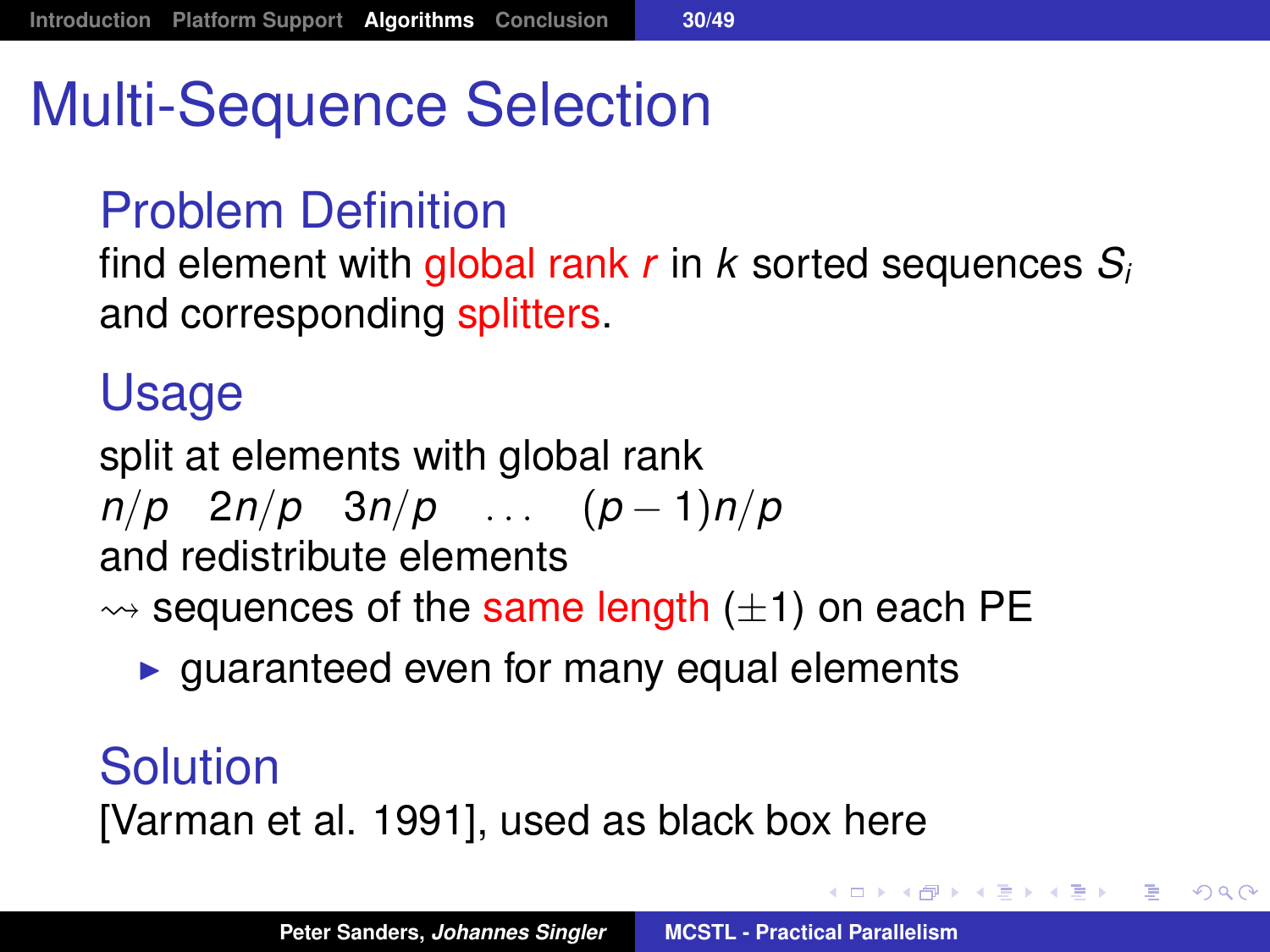# Multi-Sequence Selection

## Problem Definition

find element with global rank $r$ in $k$ sorted sequences $S_i$ and corresponding splitters.

## Usage

split at elements with global rank

$n/p \quad 2n/p \quad 3n/p \quad \ldots \quad (p-1)n/p$

and redistribute elements

$\rightsquigarrow$ sequences of the same length ($\pm 1$) on each PE

- guaranteed even for many equal elements

## Solution

[Varman et al. 1991], used as black box here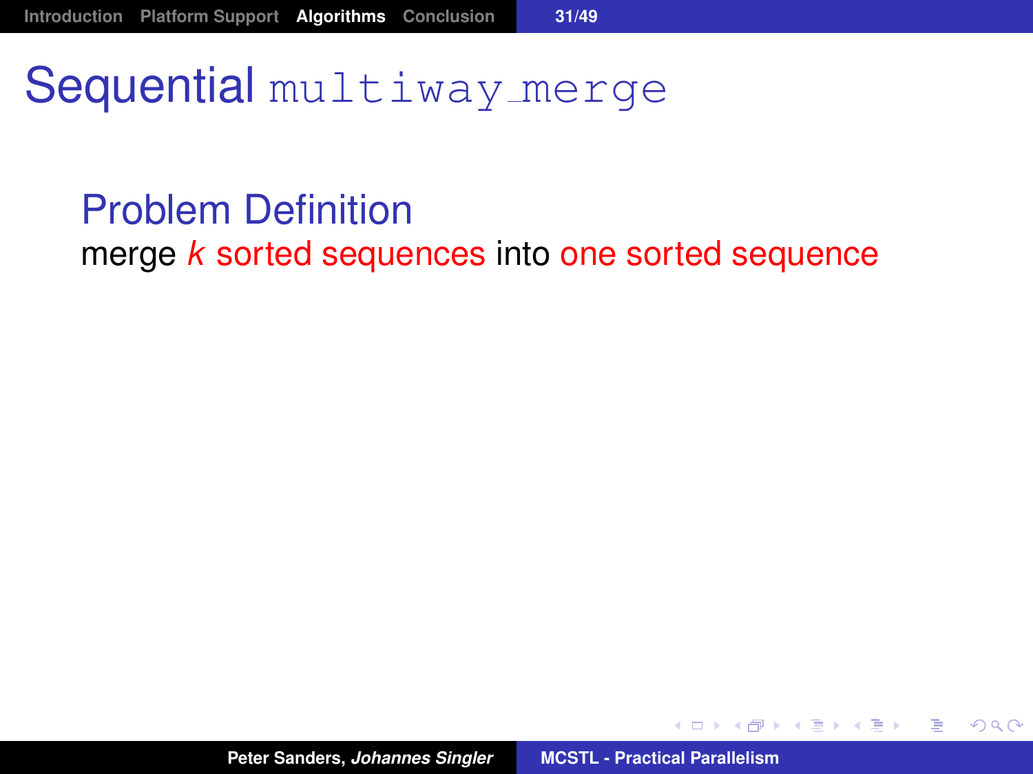# Sequential `multiway_merge`

## Problem Definition

merge $k$ sorted sequences into one sorted sequence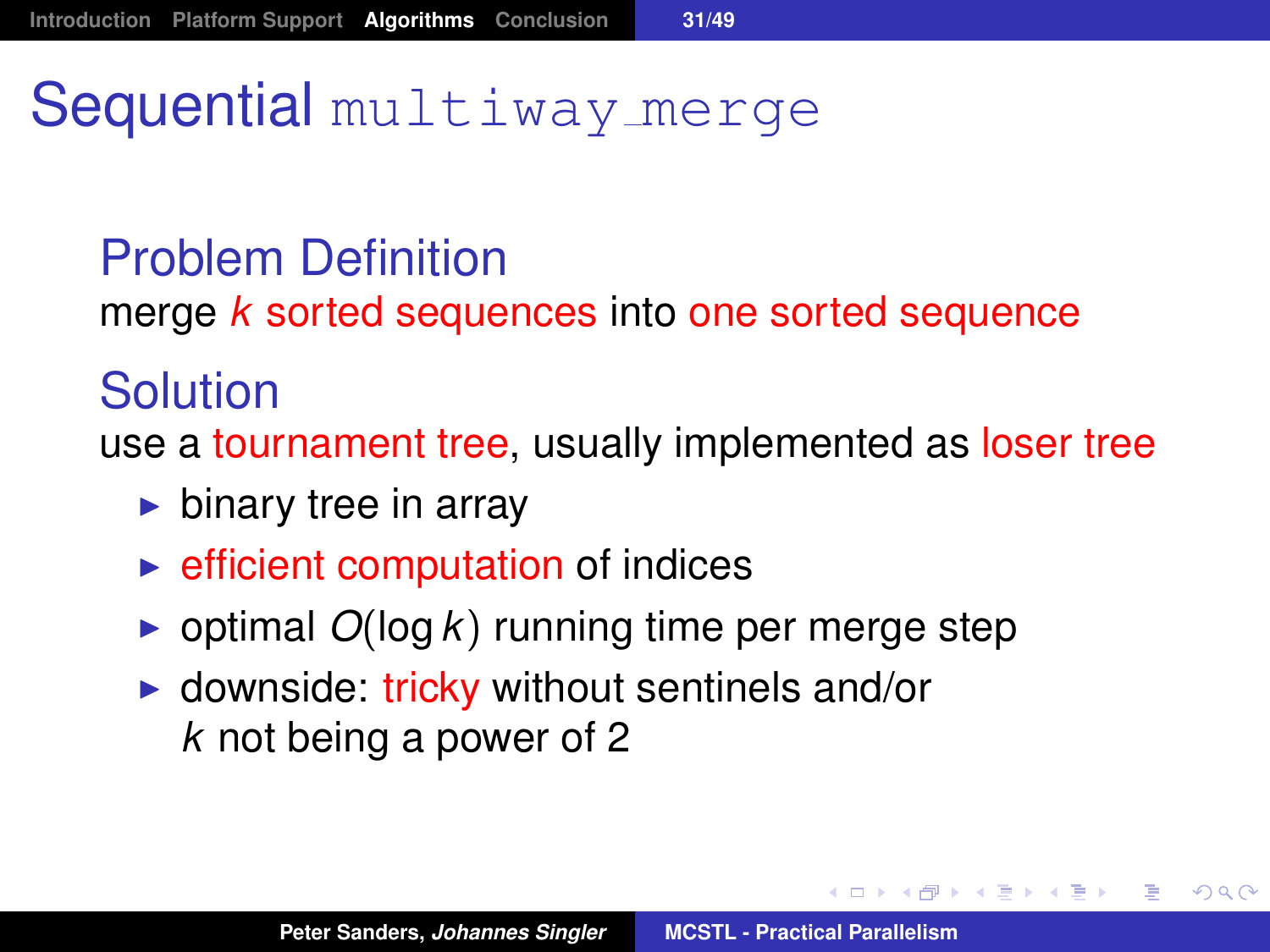# Sequential `multiway_merge`

## Problem Definition

merge $k$ sorted sequences into one sorted sequence

## Solution

use a tournament tree, usually implemented as loser tree

- binary tree in array
- efficient computation of indices
- optimal $O(\log k)$ running time per merge step
- downside: tricky without sentinels and/or $k$ not being a power of 2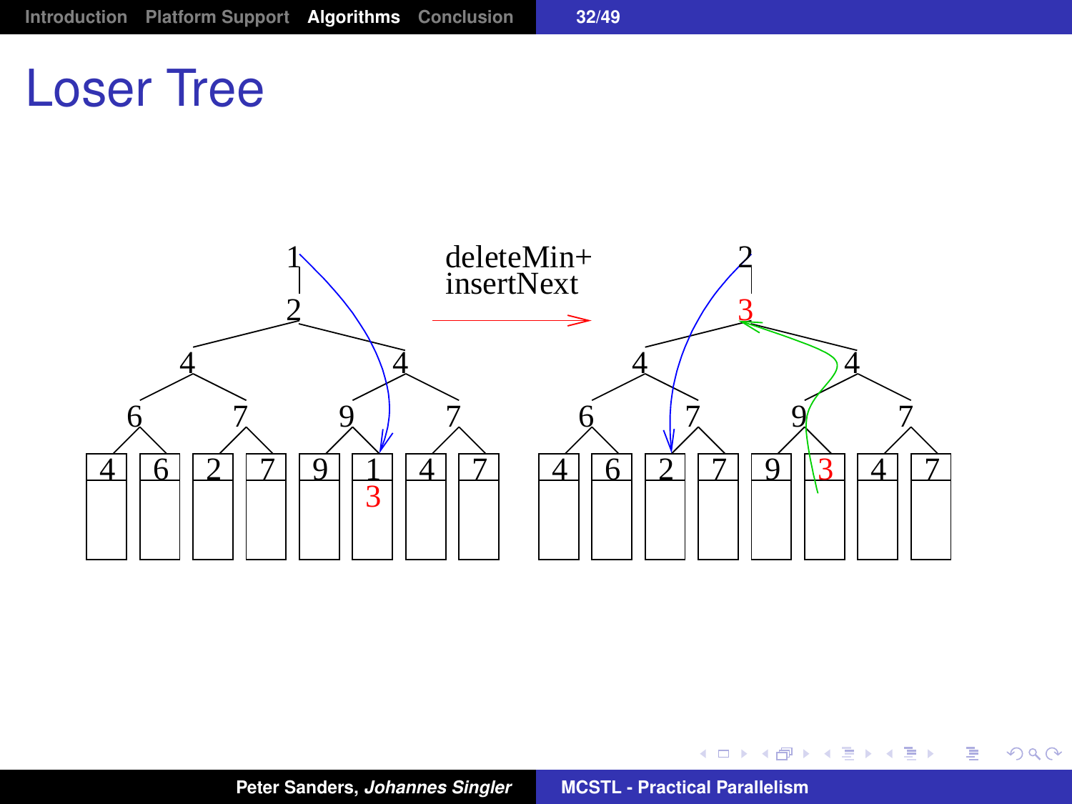# Loser Tree

deleteMin+
insertNext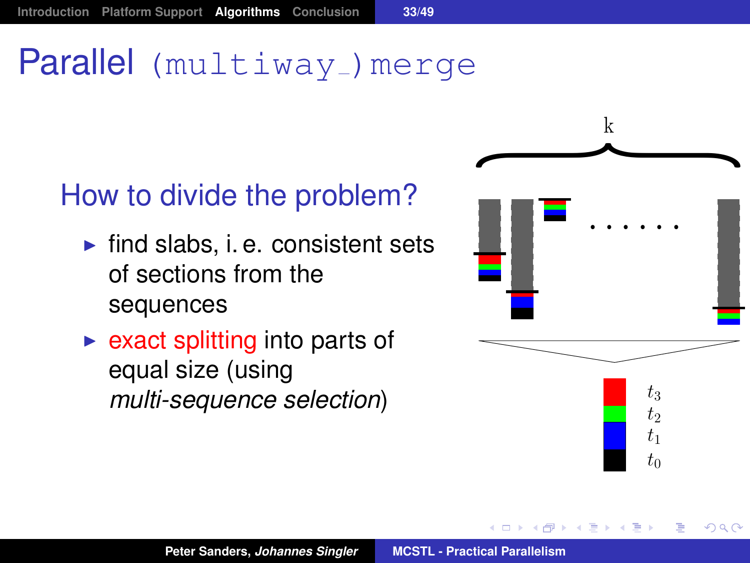# Parallel `(multiway_)merge`

## How to divide the problem?

- find slabs, i. e. consistent sets of sections from the sequences
- exact splitting into parts of equal size (using *multi-sequence selection*)

k

. . . . . .

$t_3$
$t_2$
$t_1$
$t_0$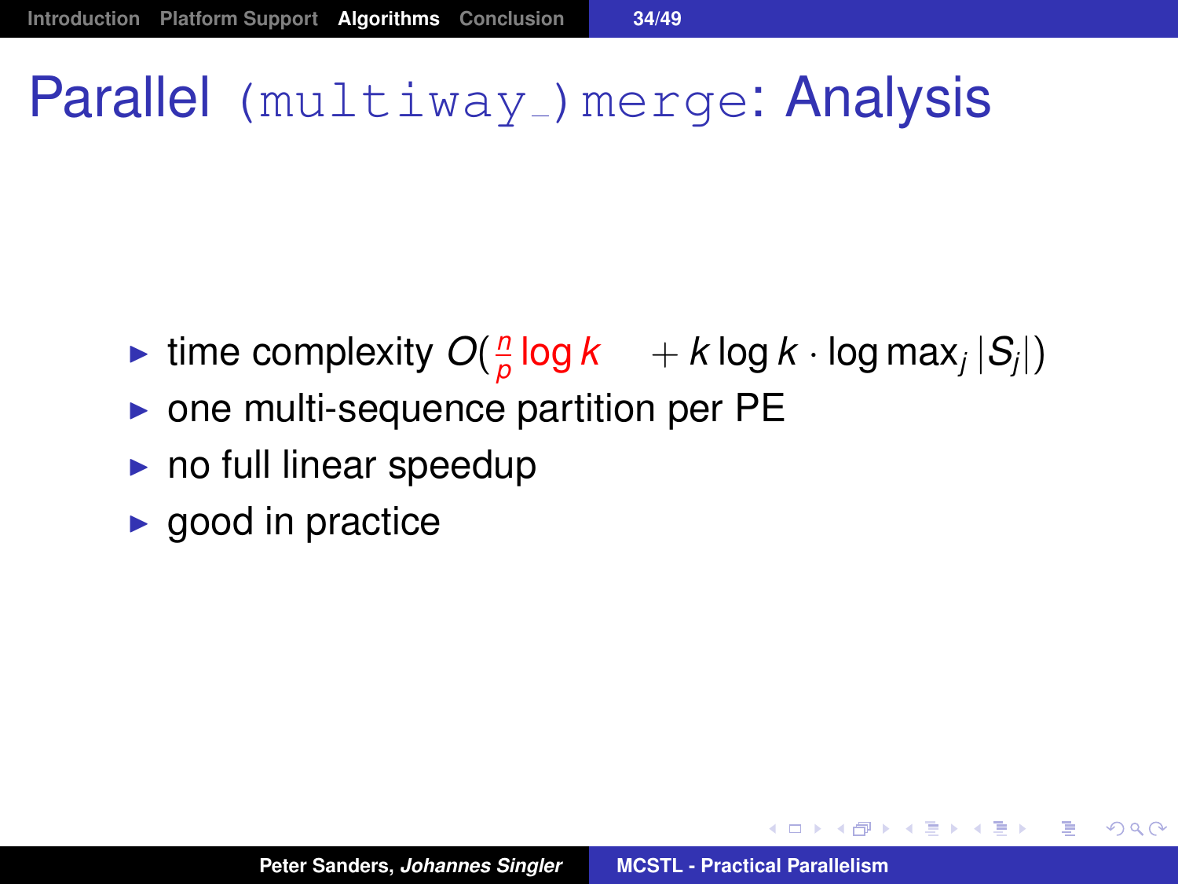# Parallel (multiway_)merge: Analysis

- time complexity $O(\frac{n}{p} \log k \quad + k \log k \cdot \log \max_j |S_j|)$
- one multi-sequence partition per PE
- no full linear speedup
- good in practice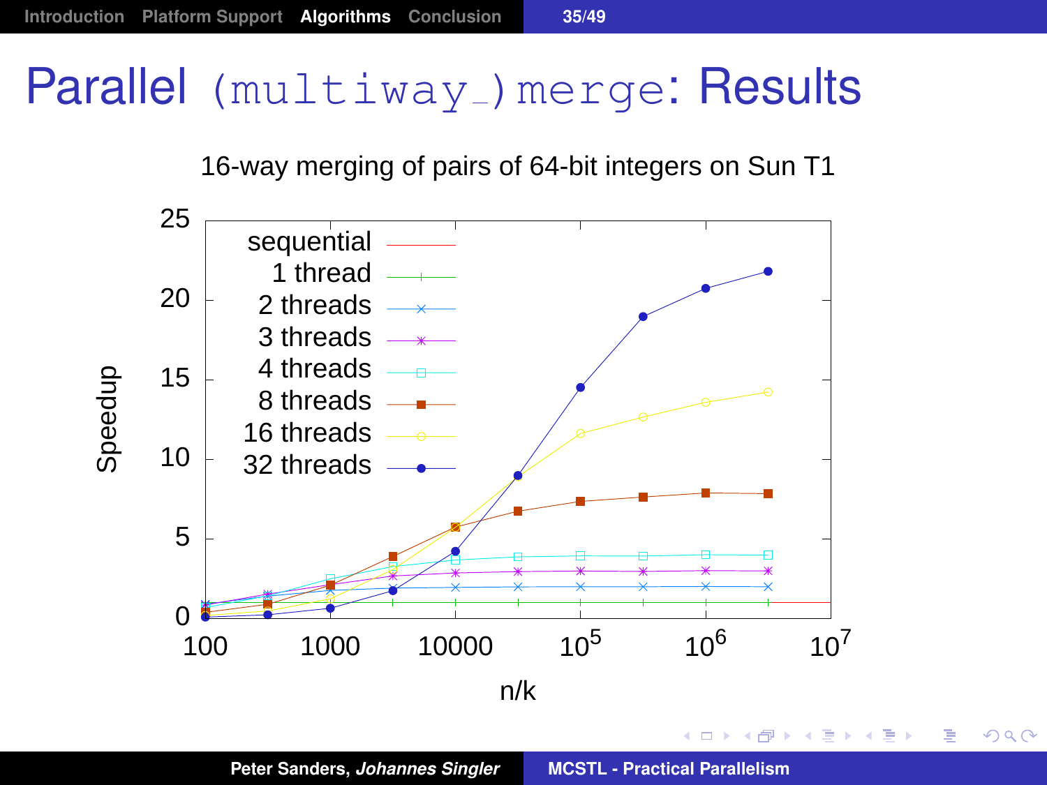# Parallel (multiway_)merge: Results

16-way merging of pairs of 64-bit integers on Sun T1

Legend: sequential, 1 thread, 2 threads, 3 threads, 4 threads, 8 threads, 16 threads, 32 threads

Y-axis: Speedup (0–25)

X-axis: n/k (100, 1000, 10000, $10^5$, $10^6$, $10^7$)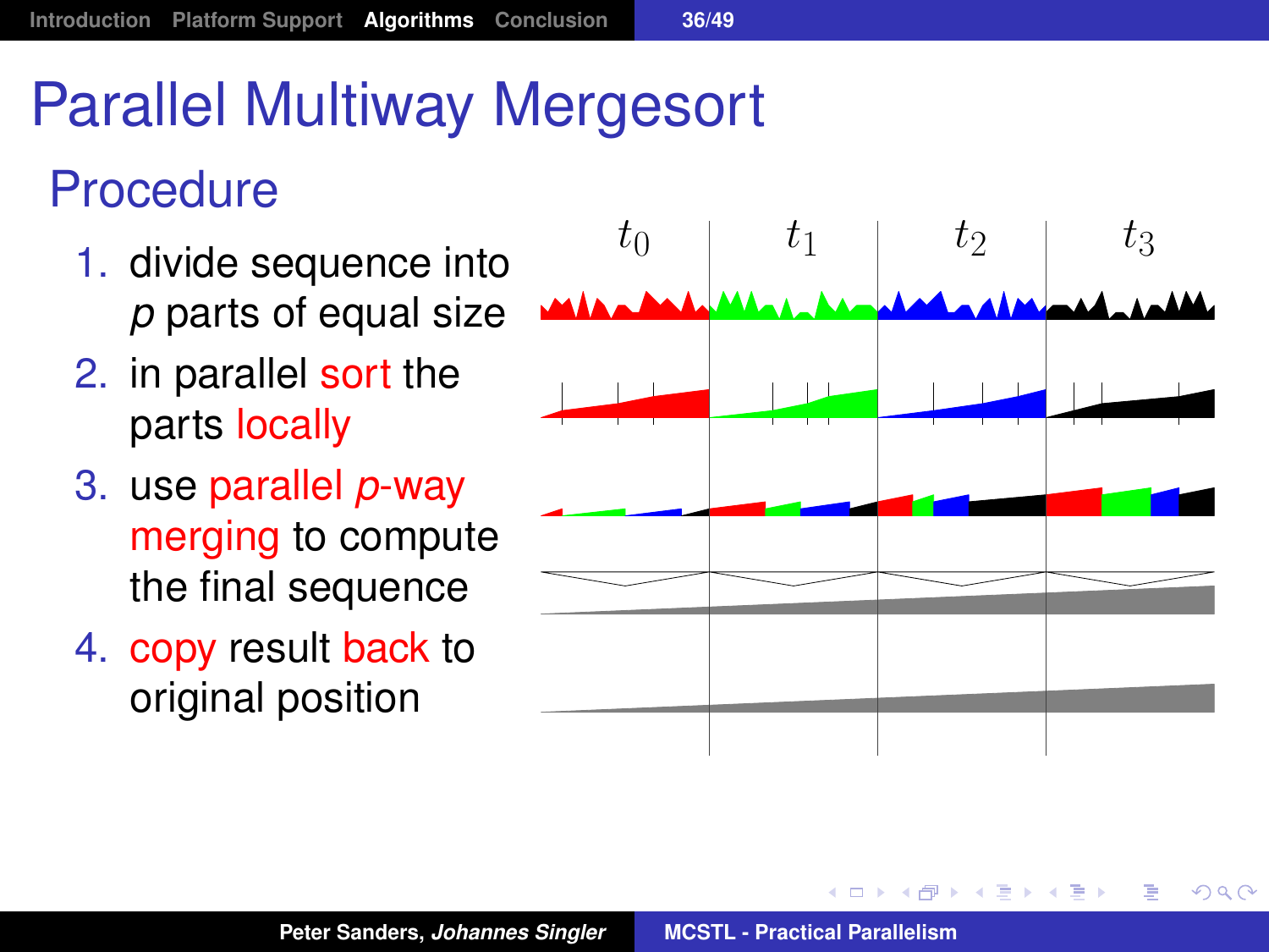# Parallel Multiway Mergesort

## Procedure

1. divide sequence into $p$ parts of equal size
2. in parallel sort the parts locally
3. use parallel $p$-way merging to compute the final sequence
4. copy result back to original position

$t_0$ $t_1$ $t_2$ $t_3$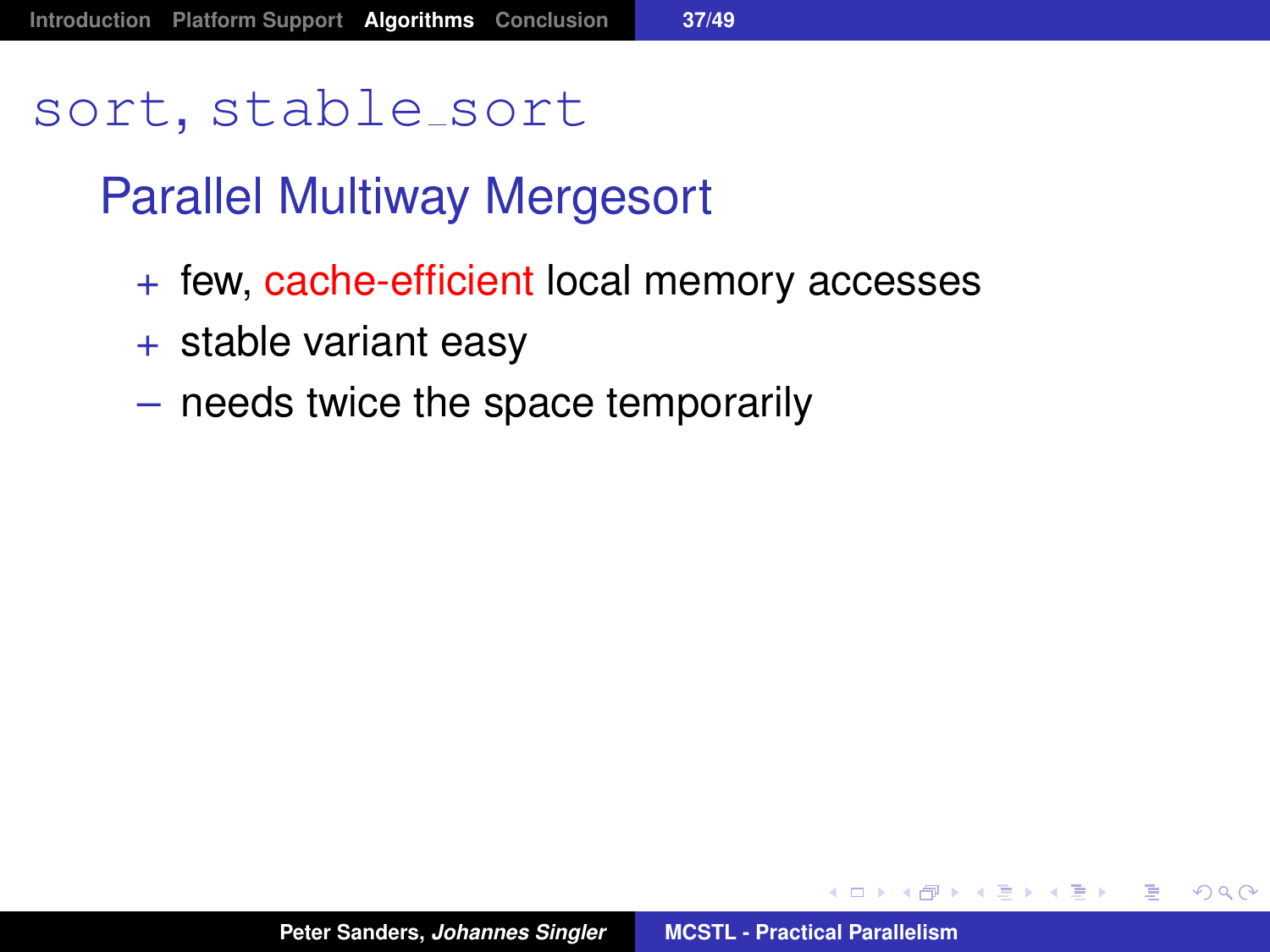# sort, stable_sort

## Parallel Multiway Mergesort

+ few, cache-efficient local memory accesses
+ stable variant easy
– needs twice the space temporarily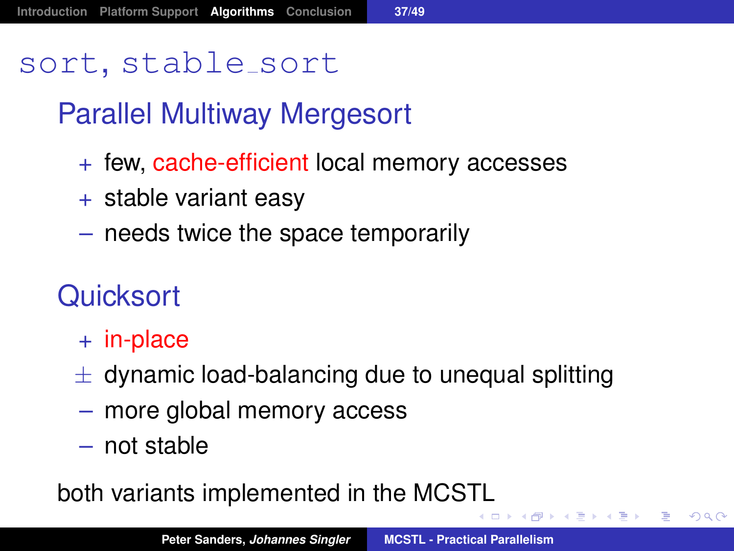# sort, stable_sort

## Parallel Multiway Mergesort

- + few, cache-efficient local memory accesses
- + stable variant easy
- – needs twice the space temporarily

## Quicksort

- + in-place
- ± dynamic load-balancing due to unequal splitting
- – more global memory access
- – not stable

both variants implemented in the MCSTL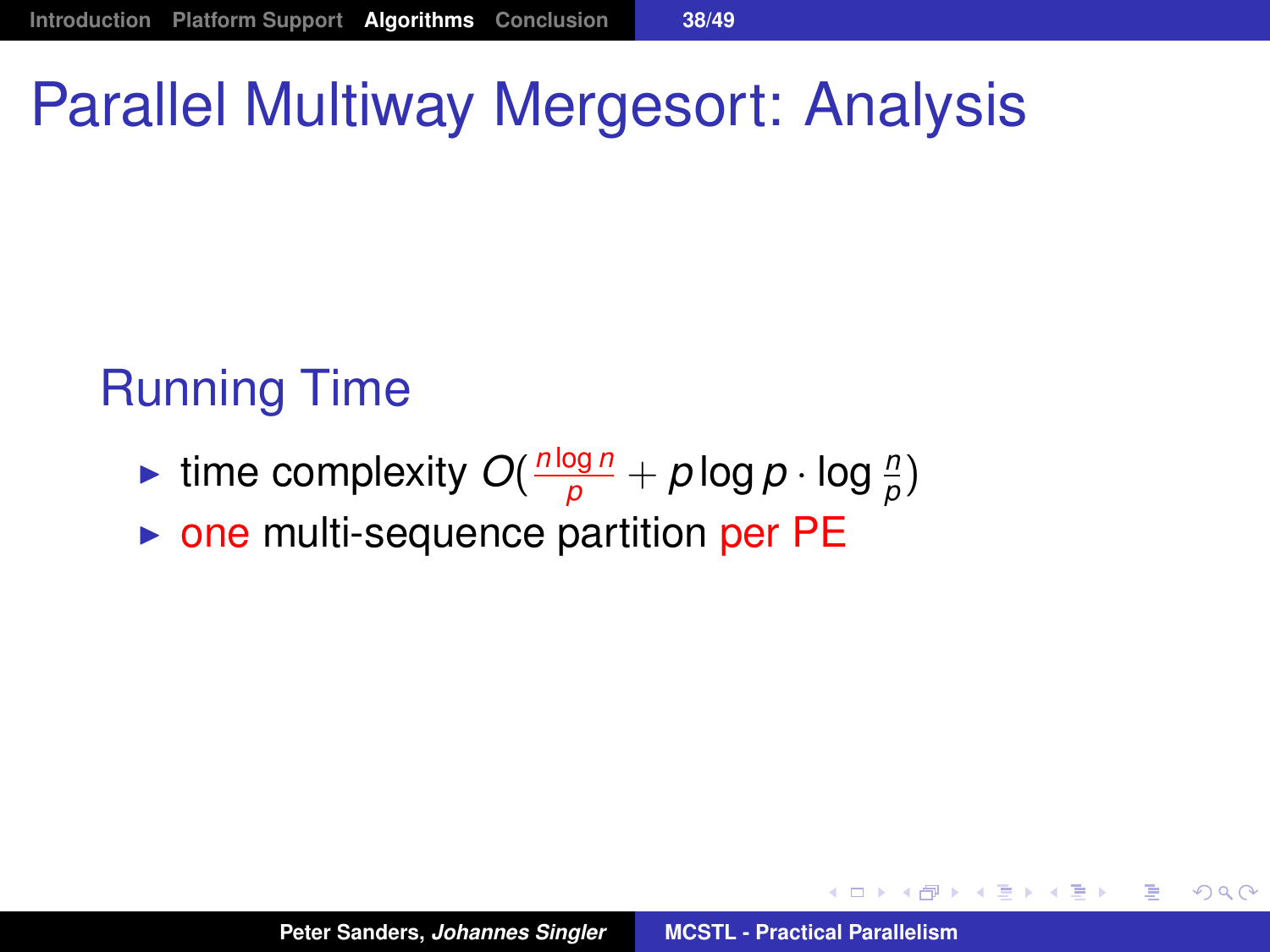# Parallel Multiway Mergesort: Analysis

## Running Time

- time complexity $O(\frac{n \log n}{p} + p \log p \cdot \log \frac{n}{p})$
- one multi-sequence partition per PE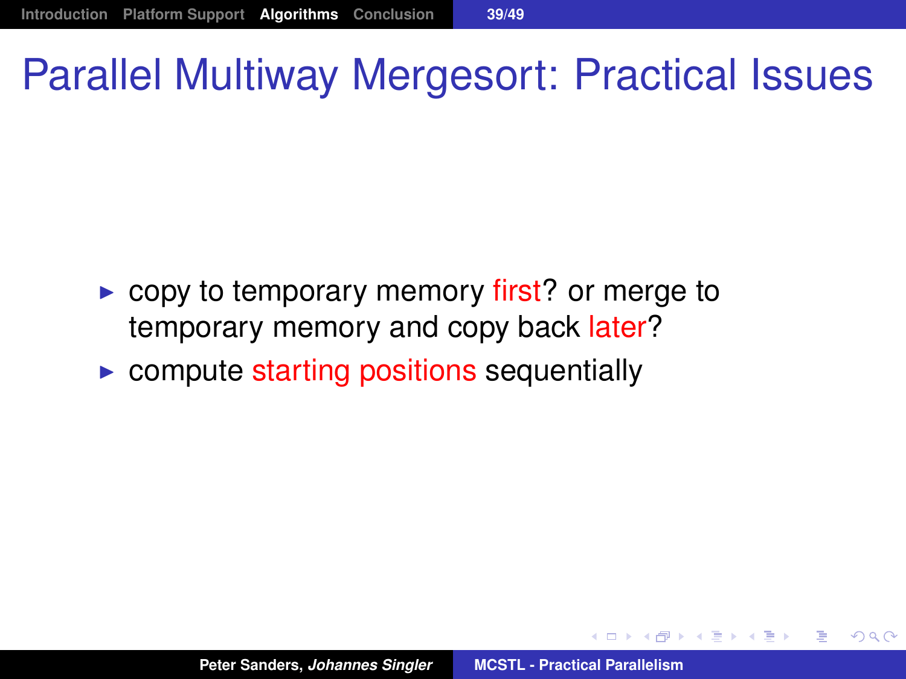# Parallel Multiway Mergesort: Practical Issues

- copy to temporary memory first? or merge to temporary memory and copy back later?
- compute starting positions sequentially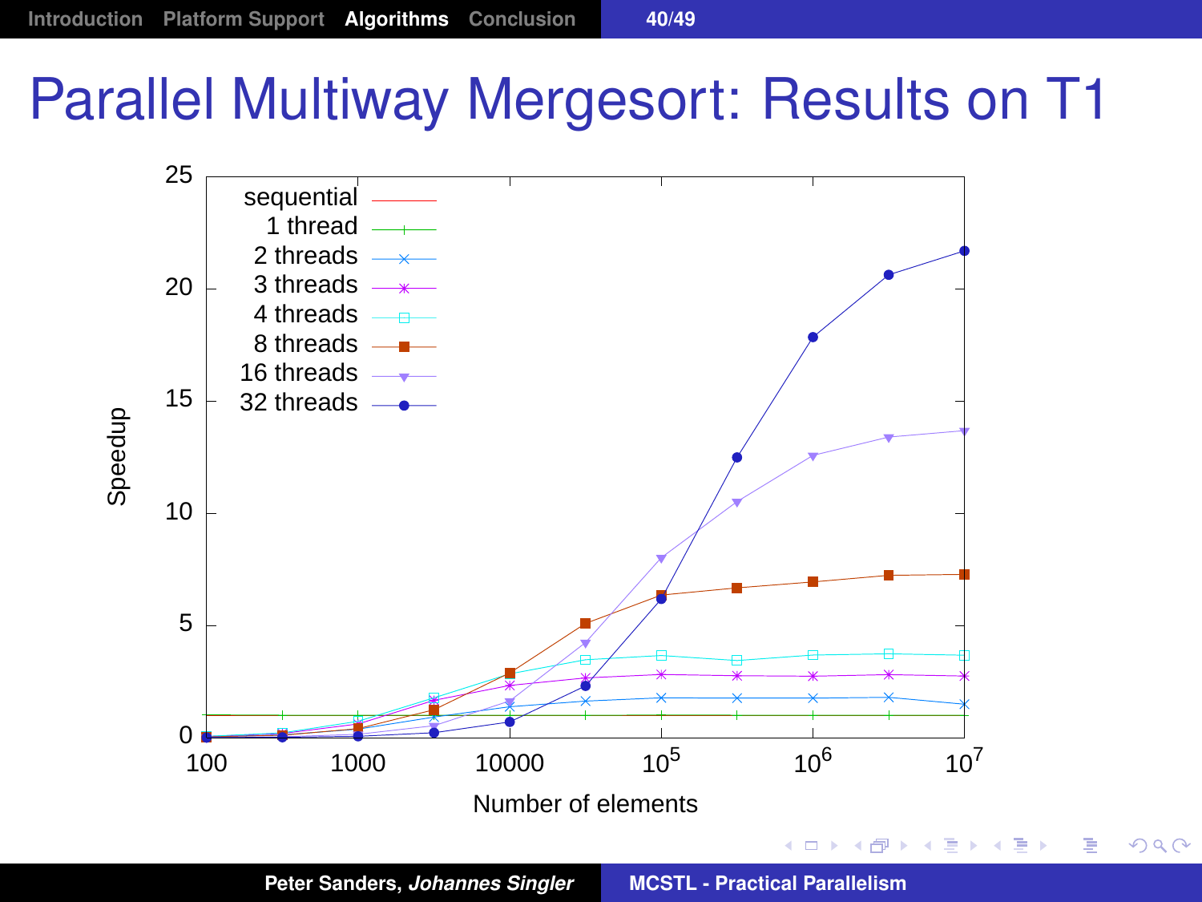# Parallel Multiway Mergesort: Results on T1

Speedup vs. Number of elements

Legend: sequential, 1 thread, 2 threads, 3 threads, 4 threads, 8 threads, 16 threads, 32 threads

Y-axis: Speedup (0, 5, 10, 15, 20, 25)

X-axis: Number of elements (100, 1000, 10000, $10^5$, $10^6$, $10^7$)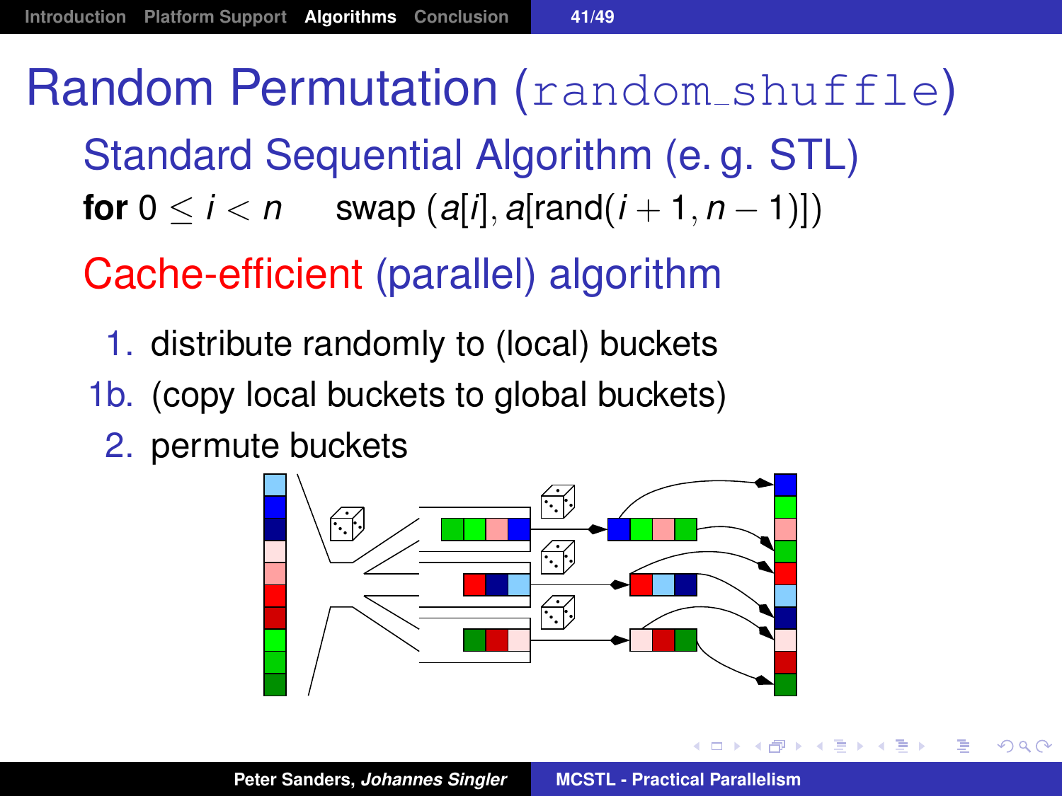# Random Permutation (`random_shuffle`)

## Standard Sequential Algorithm (e. g. STL)

**for** $0 \leq i < n$ swap $(a[i], a[\text{rand}(i+1, n-1)])$

## Cache-efficient (parallel) algorithm

1. distribute randomly to (local) buckets

1b. (copy local buckets to global buckets)

2. permute buckets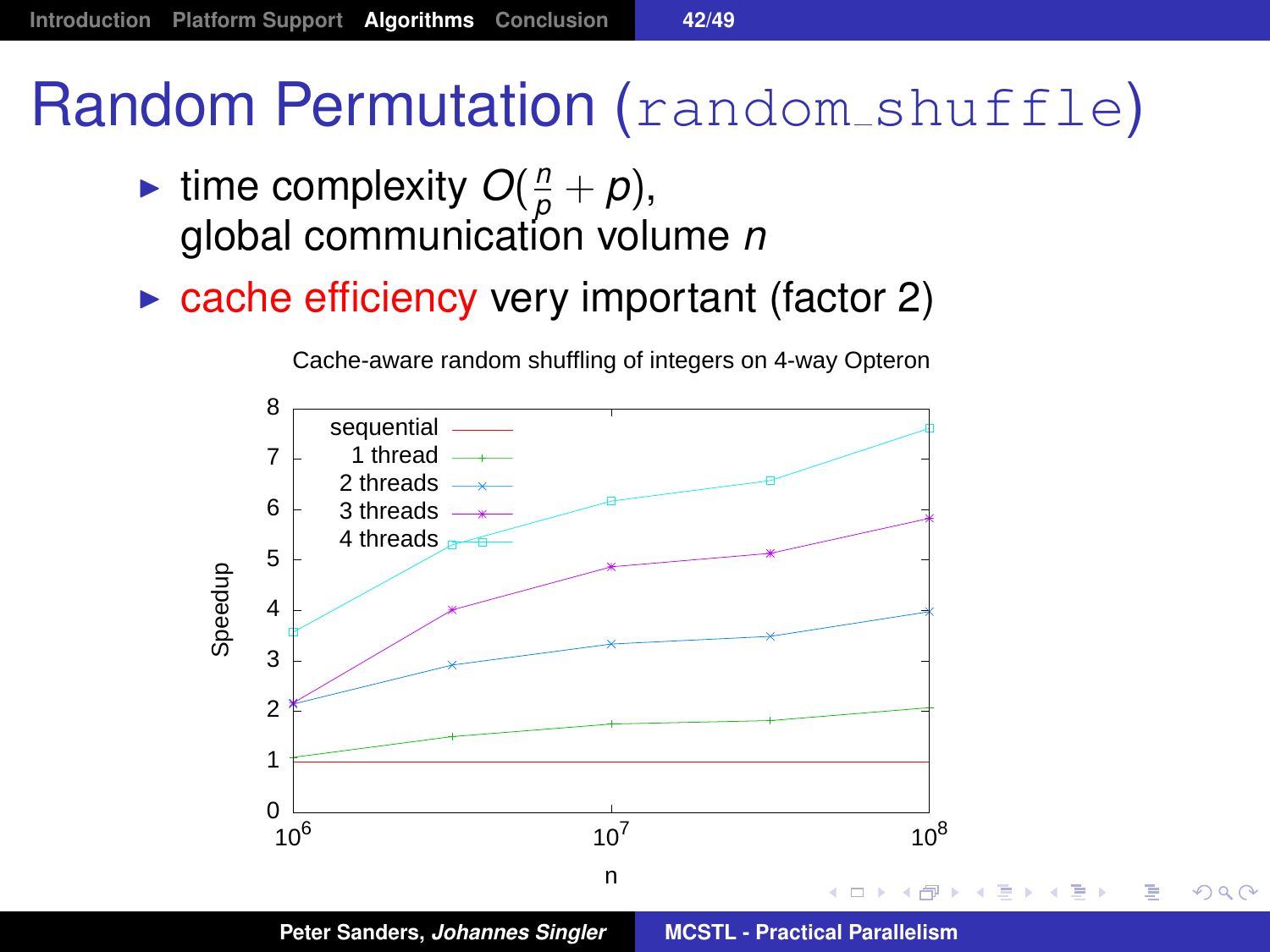# Random Permutation (`random_shuffle`)

- time complexity $O(\frac{n}{p} + p)$, global communication volume $n$
- cache efficiency very important (factor 2)

Cache-aware random shuffling of integers on 4-way Opteron

Speedup vs. n ($10^6$ to $10^8$); series: sequential, 1 thread, 2 threads, 3 threads, 4 threads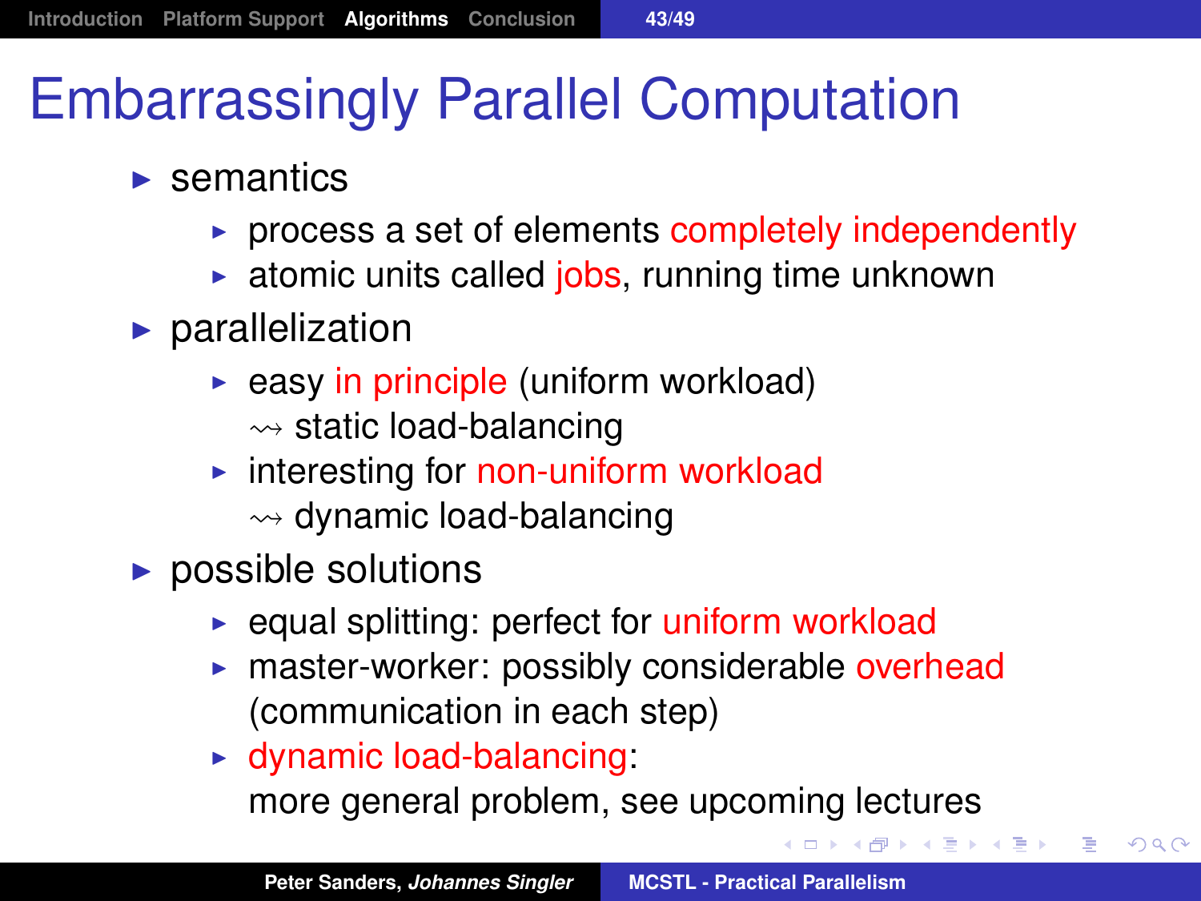# Embarrassingly Parallel Computation

- semantics
  - process a set of elements completely independently
  - atomic units called jobs, running time unknown
- parallelization
  - easy in principle (uniform workload)
    $\rightsquigarrow$ static load-balancing
  - interesting for non-uniform workload
    $\rightsquigarrow$ dynamic load-balancing
- possible solutions
  - equal splitting: perfect for uniform workload
  - master-worker: possibly considerable overhead (communication in each step)
  - dynamic load-balancing:
    more general problem, see upcoming lectures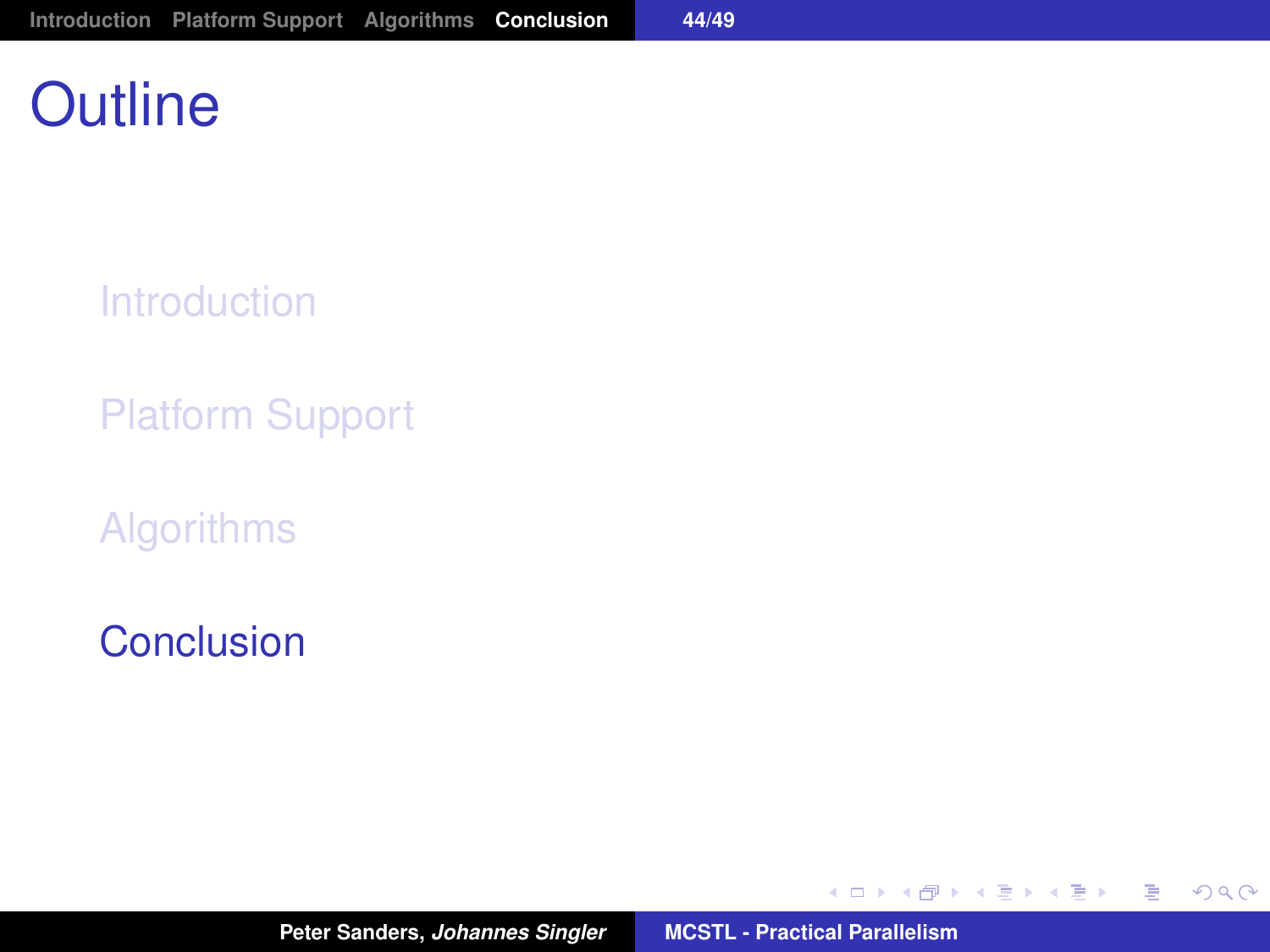# Outline

Introduction

Platform Support

Algorithms

Conclusion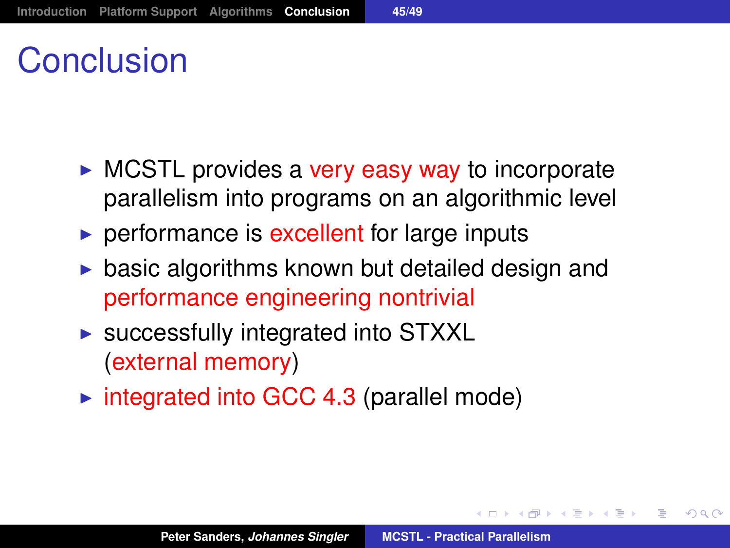# Conclusion

- MCSTL provides a very easy way to incorporate parallelism into programs on an algorithmic level
- performance is excellent for large inputs
- basic algorithms known but detailed design and performance engineering nontrivial
- successfully integrated into STXXL (external memory)
- integrated into GCC 4.3 (parallel mode)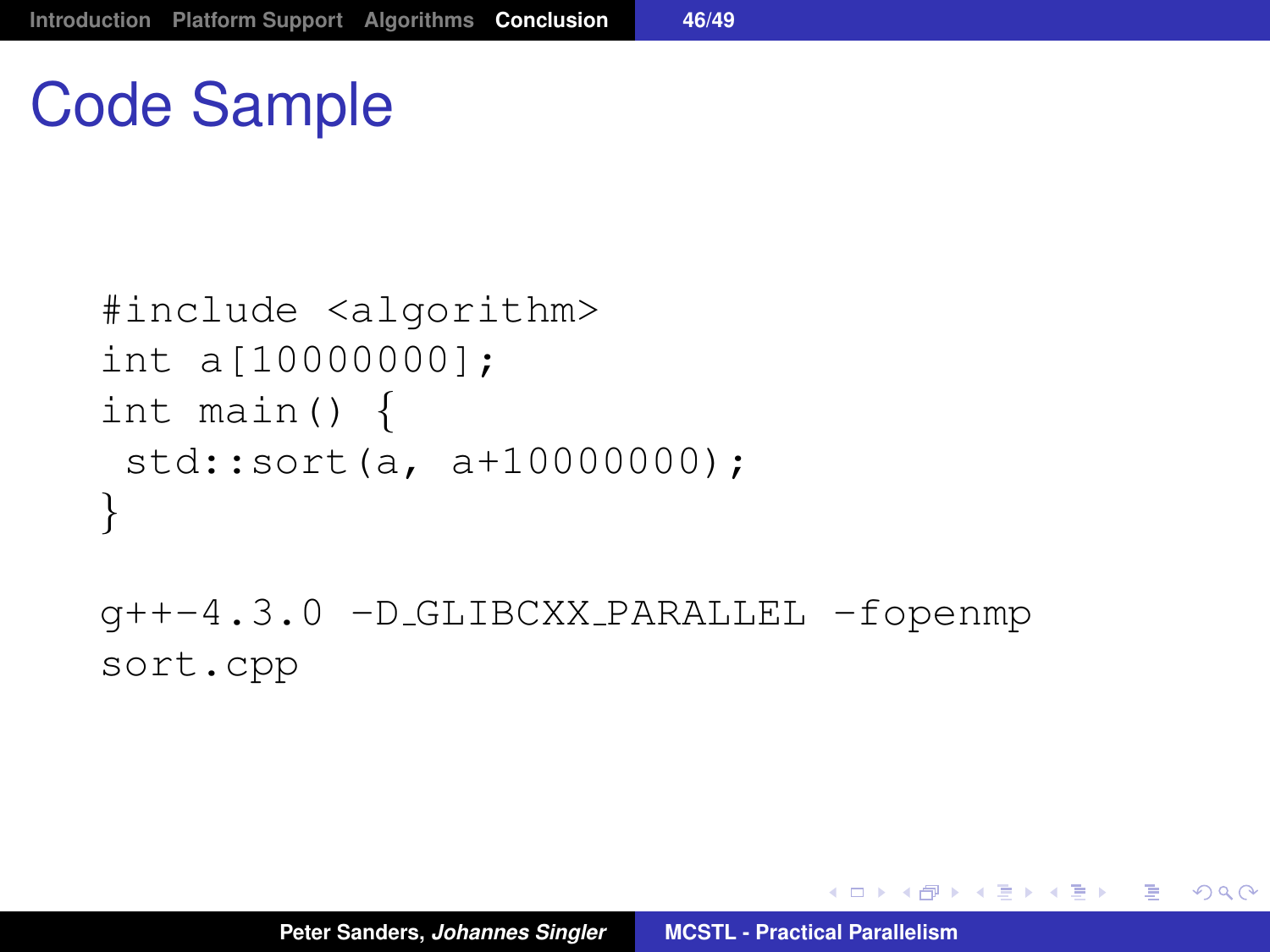# Code Sample

```
#include <algorithm>
int a[10000000];
int main() {
 std::sort(a, a+10000000);
}
```

```
g++-4.3.0 -D_GLIBCXX_PARALLEL -fopenmp
sort.cpp
```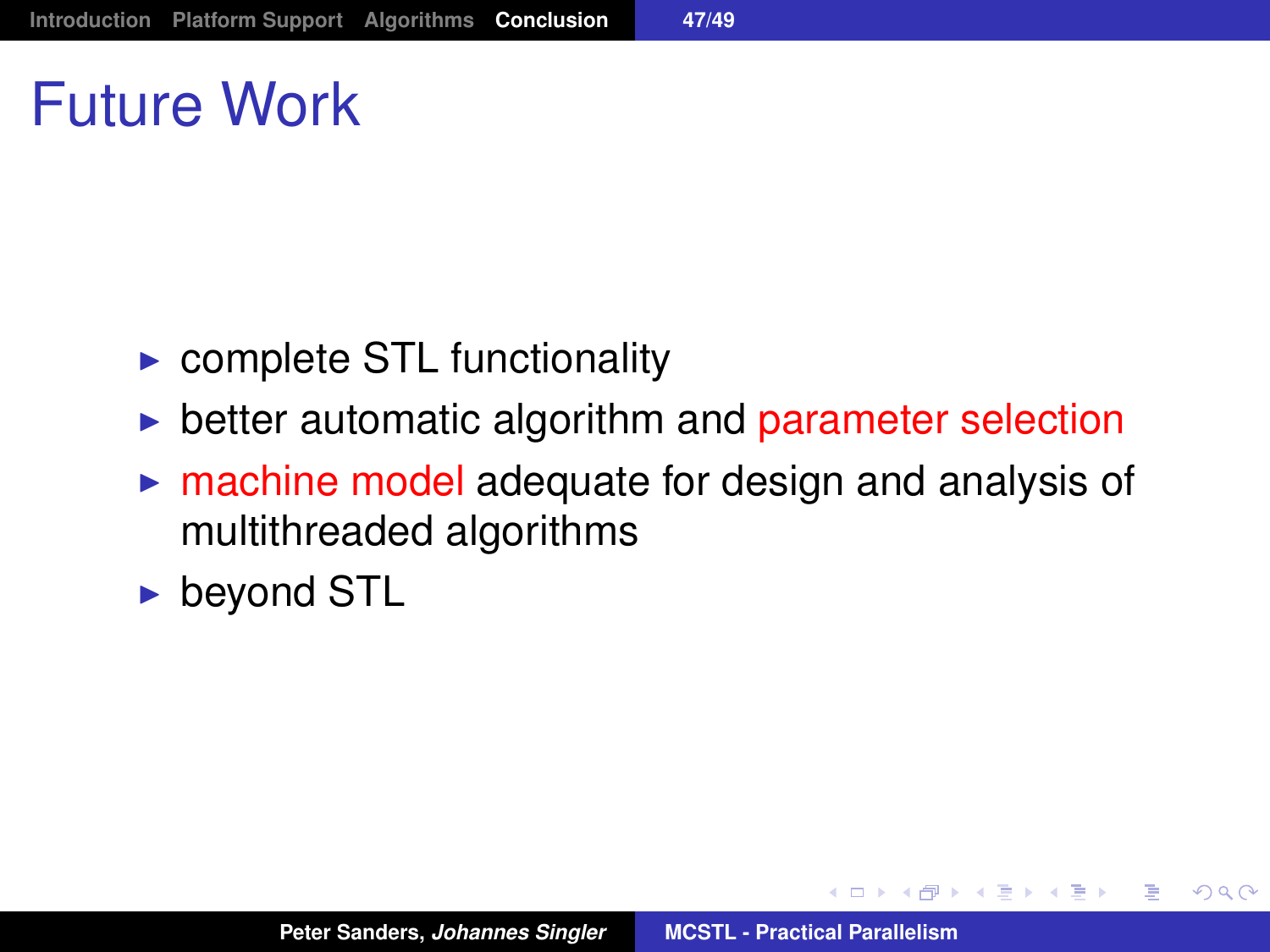# Future Work

- complete STL functionality
- better automatic algorithm and parameter selection
- machine model adequate for design and analysis of multithreaded algorithms
- beyond STL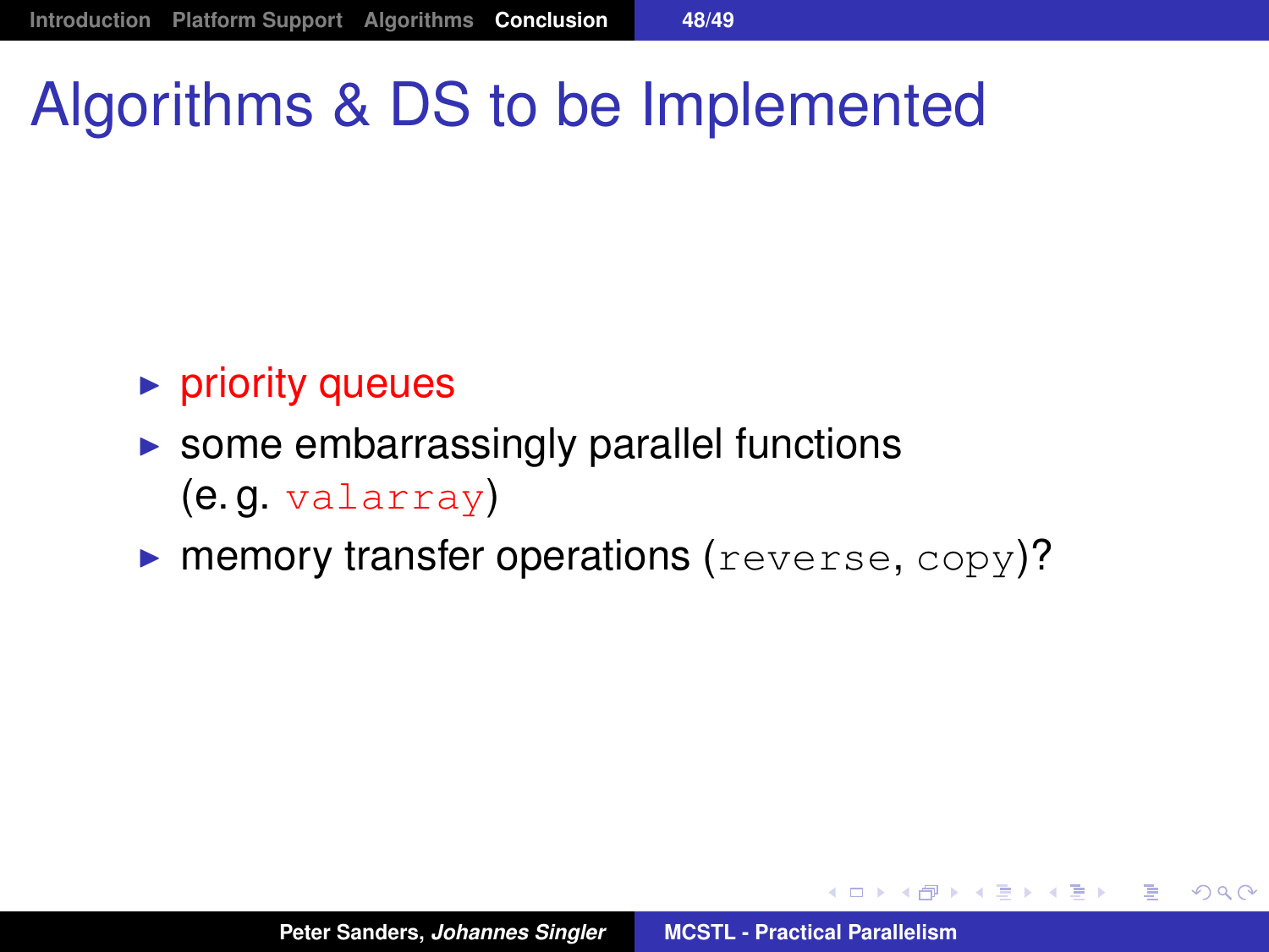# Algorithms & DS to be Implemented

- priority queues
- some embarrassingly parallel functions (e. g. `valarray`)
- memory transfer operations (`reverse`, `copy`)?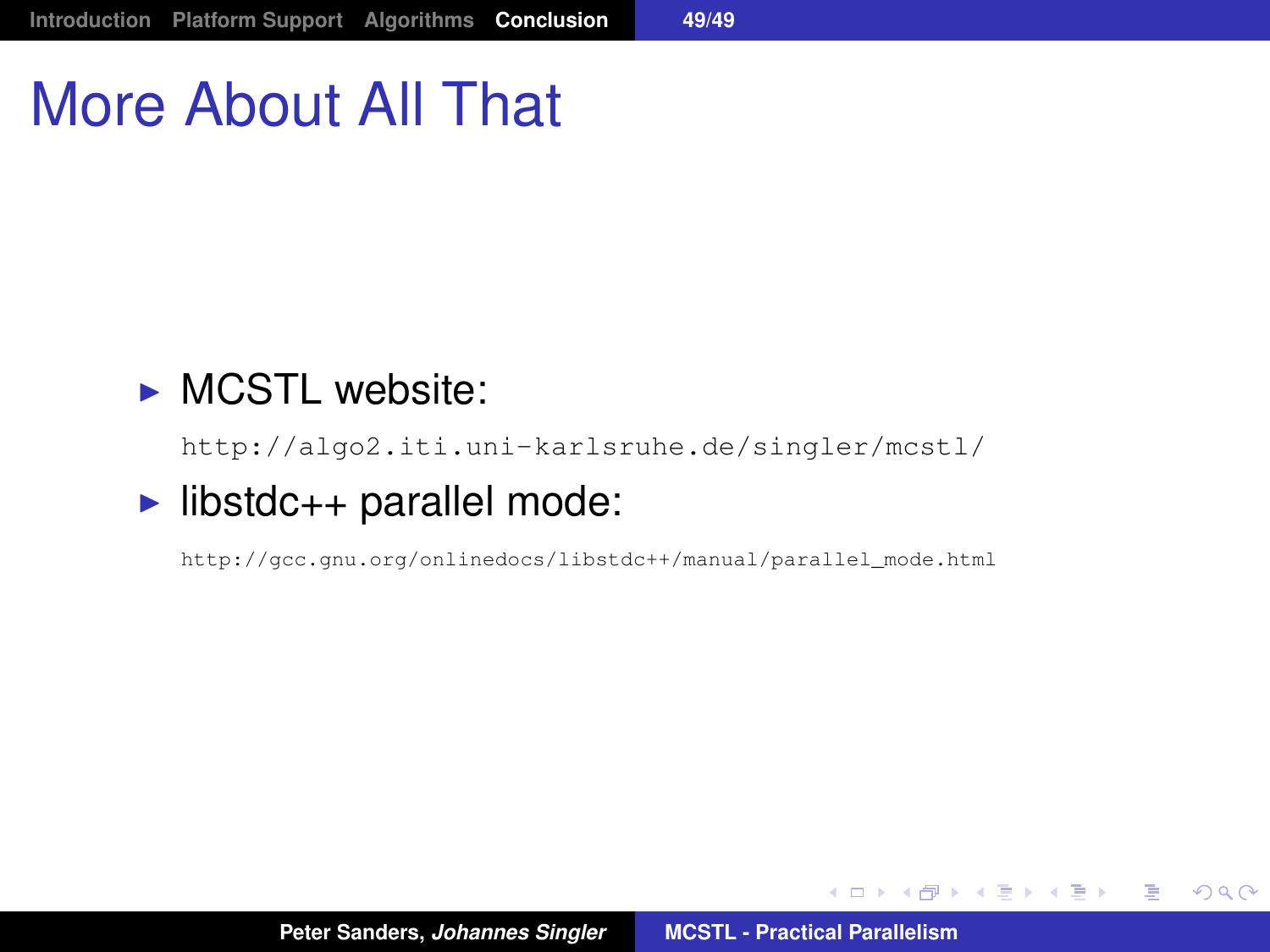# More About All That

- MCSTL website:

  http://algo2.iti.uni-karlsruhe.de/singler/mcstl/

- libstdc++ parallel mode:

  http://gcc.gnu.org/onlinedocs/libstdc++/manual/parallel_mode.html